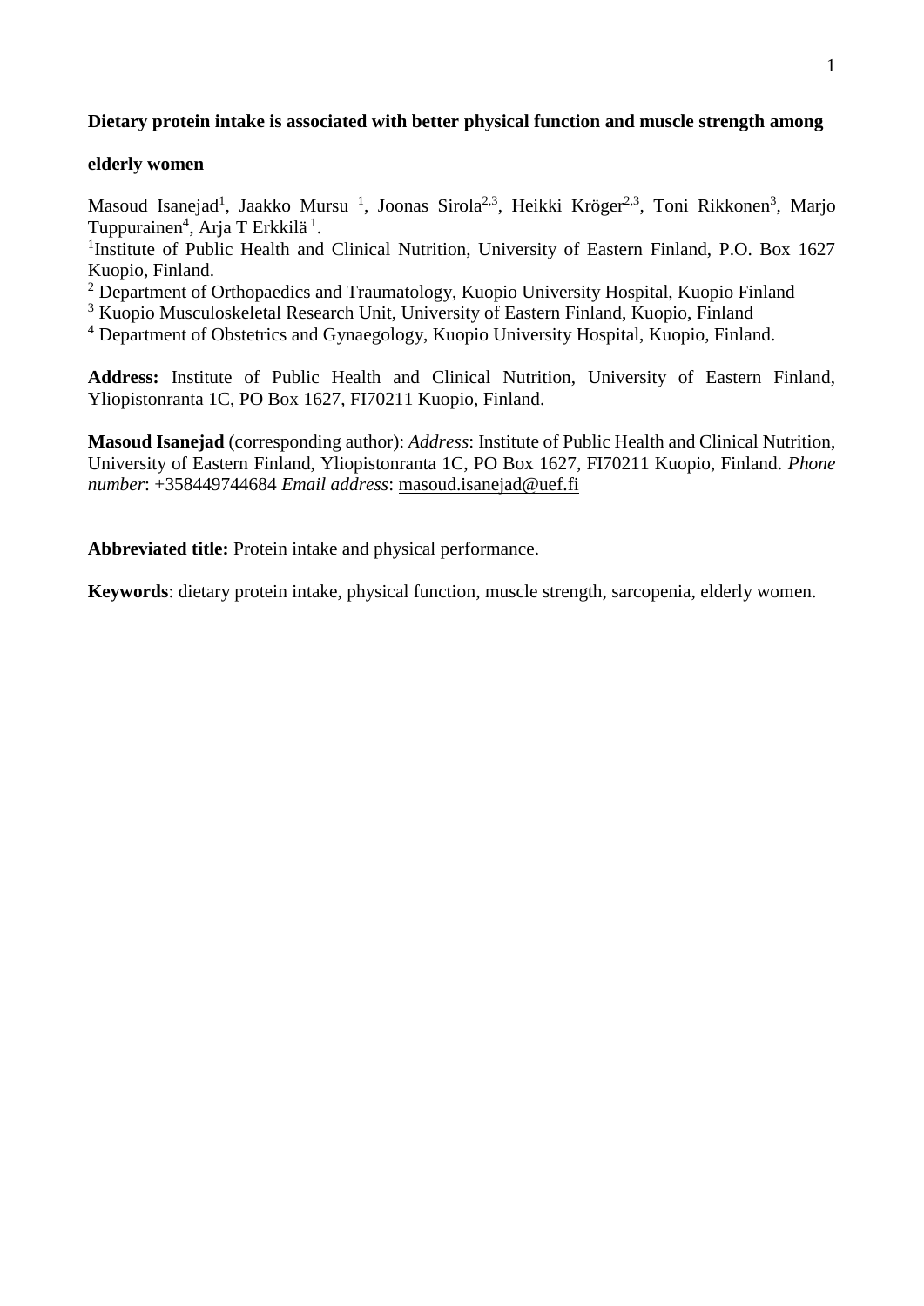**Dietary protein intake is associated with better physical function and muscle strength among elderly women**

Masoud Isanejad[1], Jaakko Mursu [1], Joonas Sirola[2,3], Heikki Kröger[2,3], Toni Rikkonen[3], Marjo Tuppurainen[4], Arja T Erkkilä [1].

[1]Institute of Public Health and Clinical Nutrition, University of Eastern Finland, P.O. Box 1627 Kuopio, Finland.

[2] Department of Orthopaedics and Traumatology, Kuopio University Hospital, Kuopio Finland

[3] Kuopio Musculoskeletal Research Unit, University of Eastern Finland, Kuopio, Finland

[4] Department of Obstetrics and Gynaegology, Kuopio University Hospital, Kuopio, Finland.

**Address:** Institute of Public Health and Clinical Nutrition, University of Eastern Finland, Yliopistonranta 1C, PO Box 1627, FI70211 Kuopio, Finland.

**Masoud Isanejad** (corresponding author): *Address*: Institute of Public Health and Clinical Nutrition, University of Eastern Finland, Yliopistonranta 1C, PO Box 1627, FI70211 Kuopio, Finland. *Phone number*: +358449744684 *Email address*: masoud.isanejad@uef.fi

**Abbreviated title:** Protein intake and physical performance.

**Keywords**: dietary protein intake, physical function, muscle strength, sarcopenia, elderly women.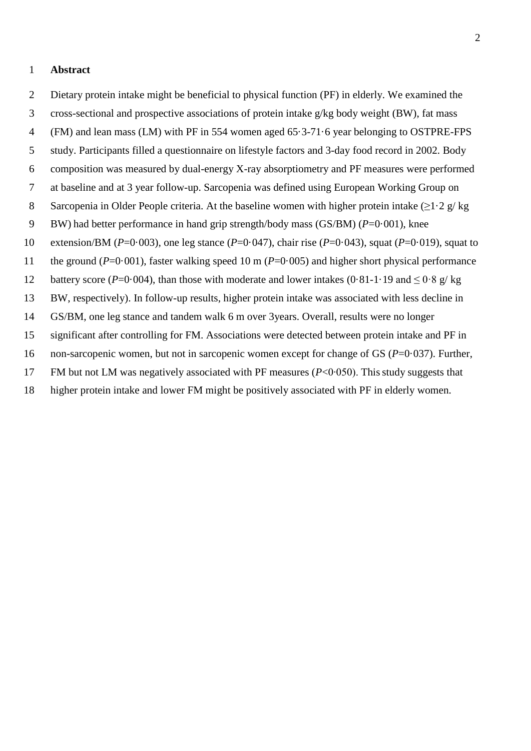# Abstract

Dietary protein intake might be beneficial to physical function (PF) in elderly. We examined the cross-sectional and prospective associations of protein intake g/kg body weight (BW), fat mass (FM) and lean mass (LM) with PF in 554 women aged 65·3-71·6 year belonging to OSTPRE-FPS study. Participants filled a questionnaire on lifestyle factors and 3-day food record in 2002. Body composition was measured by dual-energy X-ray absorptiometry and PF measures were performed at baseline and at 3 year follow-up. Sarcopenia was defined using European Working Group on Sarcopenia in Older People criteria. At the baseline women with higher protein intake (≥1·2 g/ kg BW) had better performance in hand grip strength/body mass (GS/BM) (*P*=0·001), knee extension/BM (*P*=0·003), one leg stance (*P*=0·047), chair rise (*P*=0·043), squat (*P*=0·019), squat to the ground (*P*=0·001), faster walking speed 10 m (*P*=0·005) and higher short physical performance battery score (*P*=0·004), than those with moderate and lower intakes (0·81-1·19 and ≤ 0·8 g/ kg BW, respectively). In follow-up results, higher protein intake was associated with less decline in GS/BM, one leg stance and tandem walk 6 m over 3years. Overall, results were no longer significant after controlling for FM. Associations were detected between protein intake and PF in non-sarcopenic women, but not in sarcopenic women except for change of GS (*P*=0·037). Further, FM but not LM was negatively associated with PF measures (*P*<0·050). This study suggests that higher protein intake and lower FM might be positively associated with PF in elderly women.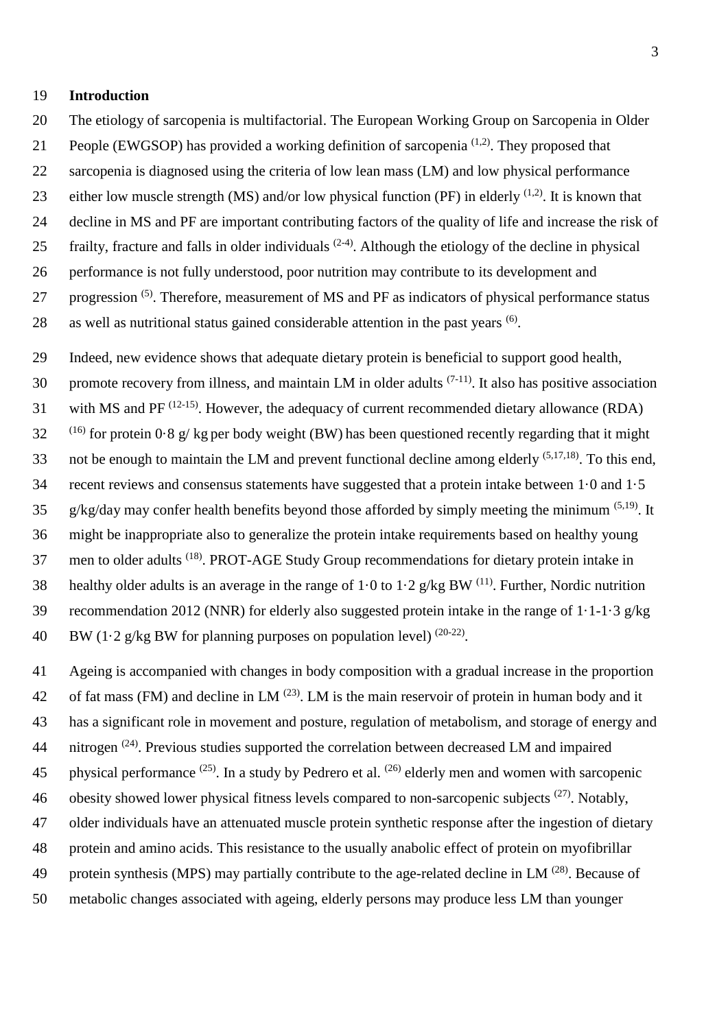## Introduction

The etiology of sarcopenia is multifactorial. The European Working Group on Sarcopenia in Older People (EWGSOP) has provided a working definition of sarcopenia [1,2]. They proposed that sarcopenia is diagnosed using the criteria of low lean mass (LM) and low physical performance either low muscle strength (MS) and/or low physical function (PF) in elderly [1,2]. It is known that decline in MS and PF are important contributing factors of the quality of life and increase the risk of frailty, fracture and falls in older individuals [2-4]. Although the etiology of the decline in physical performance is not fully understood, poor nutrition may contribute to its development and progression [5]. Therefore, measurement of MS and PF as indicators of physical performance status as well as nutritional status gained considerable attention in the past years [6].

Indeed, new evidence shows that adequate dietary protein is beneficial to support good health, promote recovery from illness, and maintain LM in older adults [7-11]. It also has positive association with MS and PF [12-15]. However, the adequacy of current recommended dietary allowance (RDA) [16] for protein 0·8 g/ kg per body weight (BW) has been questioned recently regarding that it might not be enough to maintain the LM and prevent functional decline among elderly [5,17,18]. To this end, recent reviews and consensus statements have suggested that a protein intake between 1·0 and 1·5 g/kg/day may confer health benefits beyond those afforded by simply meeting the minimum [5,19]. It might be inappropriate also to generalize the protein intake requirements based on healthy young men to older adults [18]. PROT-AGE Study Group recommendations for dietary protein intake in healthy older adults is an average in the range of 1·0 to 1·2 g/kg BW [11]. Further, Nordic nutrition recommendation 2012 (NNR) for elderly also suggested protein intake in the range of 1·1-1·3 g/kg BW (1·2 g/kg BW for planning purposes on population level) [20-22].

Ageing is accompanied with changes in body composition with a gradual increase in the proportion of fat mass (FM) and decline in LM [23]. LM is the main reservoir of protein in human body and it has a significant role in movement and posture, regulation of metabolism, and storage of energy and nitrogen [24]. Previous studies supported the correlation between decreased LM and impaired physical performance [25]. In a study by Pedrero et al. [26] elderly men and women with sarcopenic obesity showed lower physical fitness levels compared to non-sarcopenic subjects [27]. Notably, older individuals have an attenuated muscle protein synthetic response after the ingestion of dietary protein and amino acids. This resistance to the usually anabolic effect of protein on myofibrillar protein synthesis (MPS) may partially contribute to the age-related decline in LM [28]. Because of metabolic changes associated with ageing, elderly persons may produce less LM than younger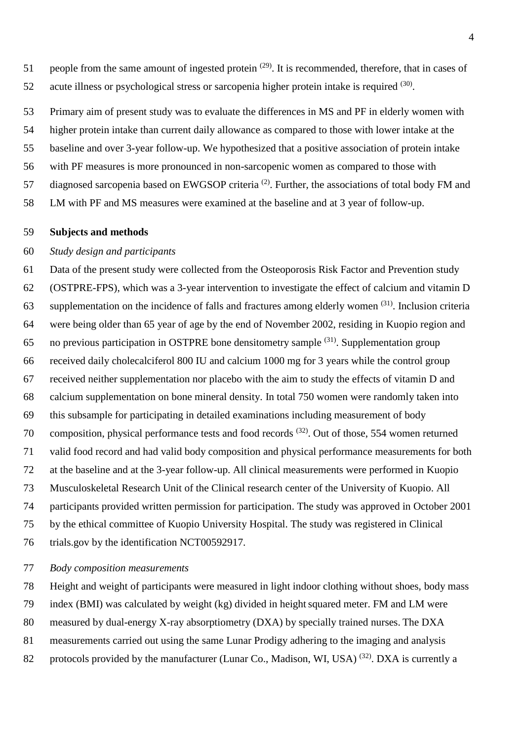people from the same amount of ingested protein [29]. It is recommended, therefore, that in cases of acute illness or psychological stress or sarcopenia higher protein intake is required [30].

Primary aim of present study was to evaluate the differences in MS and PF in elderly women with higher protein intake than current daily allowance as compared to those with lower intake at the baseline and over 3-year follow-up. We hypothesized that a positive association of protein intake with PF measures is more pronounced in non-sarcopenic women as compared to those with diagnosed sarcopenia based on EWGSOP criteria [2]. Further, the associations of total body FM and LM with PF and MS measures were examined at the baseline and at 3 year of follow-up.

## Subjects and methods

### *Study design and participants*

Data of the present study were collected from the Osteoporosis Risk Factor and Prevention study (OSTPRE-FPS), which was a 3-year intervention to investigate the effect of calcium and vitamin D supplementation on the incidence of falls and fractures among elderly women [31]. Inclusion criteria were being older than 65 year of age by the end of November 2002, residing in Kuopio region and no previous participation in OSTPRE bone densitometry sample [31]. Supplementation group received daily cholecalciferol 800 IU and calcium 1000 mg for 3 years while the control group received neither supplementation nor placebo with the aim to study the effects of vitamin D and calcium supplementation on bone mineral density. In total 750 women were randomly taken into this subsample for participating in detailed examinations including measurement of body composition, physical performance tests and food records [32]. Out of those, 554 women returned valid food record and had valid body composition and physical performance measurements for both at the baseline and at the 3-year follow-up. All clinical measurements were performed in Kuopio Musculoskeletal Research Unit of the Clinical research center of the University of Kuopio. All participants provided written permission for participation. The study was approved in October 2001 by the ethical committee of Kuopio University Hospital. The study was registered in Clinical trials.gov by the identification NCT00592917.

### *Body composition measurements*

Height and weight of participants were measured in light indoor clothing without shoes, body mass index (BMI) was calculated by weight (kg) divided in height squared meter. FM and LM were measured by dual-energy X-ray absorptiometry (DXA) by specially trained nurses. The DXA measurements carried out using the same Lunar Prodigy adhering to the imaging and analysis protocols provided by the manufacturer (Lunar Co., Madison, WI, USA) [32]. DXA is currently a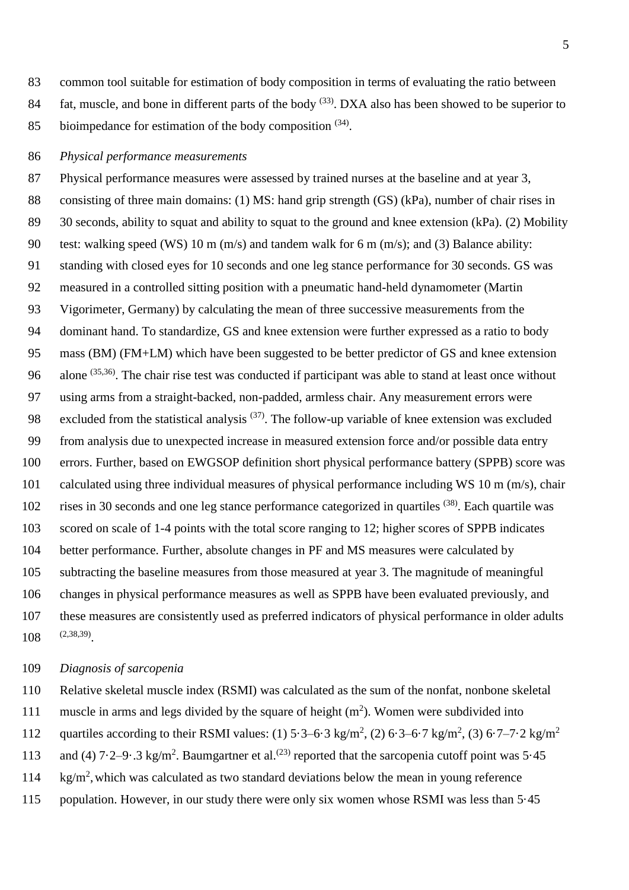common tool suitable for estimation of body composition in terms of evaluating the ratio between fat, muscle, and bone in different parts of the body [33]. DXA also has been showed to be superior to bioimpedance for estimation of the body composition [34].

*Physical performance measurements*

Physical performance measures were assessed by trained nurses at the baseline and at year 3, consisting of three main domains: (1) MS: hand grip strength (GS) (kPa), number of chair rises in 30 seconds, ability to squat and ability to squat to the ground and knee extension (kPa). (2) Mobility test: walking speed (WS) 10 m (m/s) and tandem walk for 6 m (m/s); and (3) Balance ability: standing with closed eyes for 10 seconds and one leg stance performance for 30 seconds. GS was measured in a controlled sitting position with a pneumatic hand-held dynamometer (Martin Vigorimeter, Germany) by calculating the mean of three successive measurements from the dominant hand. To standardize, GS and knee extension were further expressed as a ratio to body mass (BM) (FM+LM) which have been suggested to be better predictor of GS and knee extension alone [35,36]. The chair rise test was conducted if participant was able to stand at least once without using arms from a straight-backed, non-padded, armless chair. Any measurement errors were excluded from the statistical analysis [37]. The follow-up variable of knee extension was excluded from analysis due to unexpected increase in measured extension force and/or possible data entry errors. Further, based on EWGSOP definition short physical performance battery (SPPB) score was calculated using three individual measures of physical performance including WS 10 m (m/s), chair rises in 30 seconds and one leg stance performance categorized in quartiles [38]. Each quartile was scored on scale of 1-4 points with the total score ranging to 12; higher scores of SPPB indicates better performance. Further, absolute changes in PF and MS measures were calculated by subtracting the baseline measures from those measured at year 3. The magnitude of meaningful changes in physical performance measures as well as SPPB have been evaluated previously, and these measures are consistently used as preferred indicators of physical performance in older adults [2,38,39].

*Diagnosis of sarcopenia*

Relative skeletal muscle index (RSMI) was calculated as the sum of the nonfat, nonbone skeletal muscle in arms and legs divided by the square of height ($m^2$). Women were subdivided into quartiles according to their RSMI values: (1) 5·3–6·3 kg/$m^2$, (2) 6·3–6·7 kg/$m^2$, (3) 6·7–7·2 kg/$m^2$ and (4) 7·2–9·.3 kg/$m^2$. Baumgartner et al.[23] reported that the sarcopenia cutoff point was 5·45 kg/$m^2$, which was calculated as two standard deviations below the mean in young reference population. However, in our study there were only six women whose RSMI was less than 5·45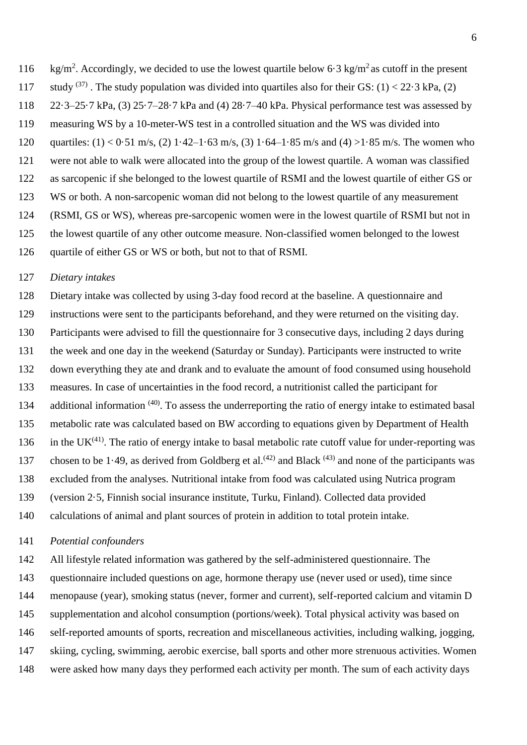kg/m$^2$. Accordingly, we decided to use the lowest quartile below 6·3 kg/m$^2$ as cutoff in the present study [37] . The study population was divided into quartiles also for their GS: (1) < 22·3 kPa, (2) 22·3–25·7 kPa, (3) 25·7–28·7 kPa and (4) 28·7–40 kPa. Physical performance test was assessed by measuring WS by a 10-meter-WS test in a controlled situation and the WS was divided into quartiles: (1) < 0·51 m/s, (2) 1·42–1·63 m/s, (3) 1·64–1·85 m/s and (4) >1·85 m/s. The women who were not able to walk were allocated into the group of the lowest quartile. A woman was classified as sarcopenic if she belonged to the lowest quartile of RSMI and the lowest quartile of either GS or WS or both. A non-sarcopenic woman did not belong to the lowest quartile of any measurement (RSMI, GS or WS), whereas pre-sarcopenic women were in the lowest quartile of RSMI but not in the lowest quartile of any other outcome measure. Non-classified women belonged to the lowest quartile of either GS or WS or both, but not to that of RSMI.

*Dietary intakes*

Dietary intake was collected by using 3-day food record at the baseline. A questionnaire and instructions were sent to the participants beforehand, and they were returned on the visiting day. Participants were advised to fill the questionnaire for 3 consecutive days, including 2 days during the week and one day in the weekend (Saturday or Sunday). Participants were instructed to write down everything they ate and drank and to evaluate the amount of food consumed using household measures. In case of uncertainties in the food record, a nutritionist called the participant for additional information [40]. To assess the underreporting the ratio of energy intake to estimated basal metabolic rate was calculated based on BW according to equations given by Department of Health in the UK[41]. The ratio of energy intake to basal metabolic rate cutoff value for under-reporting was chosen to be 1·49, as derived from Goldberg et al.[42] and Black [43] and none of the participants was excluded from the analyses. Nutritional intake from food was calculated using Nutrica program (version 2·5, Finnish social insurance institute, Turku, Finland). Collected data provided calculations of animal and plant sources of protein in addition to total protein intake.

*Potential confounders*

All lifestyle related information was gathered by the self-administered questionnaire. The questionnaire included questions on age, hormone therapy use (never used or used), time since menopause (year), smoking status (never, former and current), self-reported calcium and vitamin D supplementation and alcohol consumption (portions/week). Total physical activity was based on self-reported amounts of sports, recreation and miscellaneous activities, including walking, jogging, skiing, cycling, swimming, aerobic exercise, ball sports and other more strenuous activities. Women were asked how many days they performed each activity per month. The sum of each activity days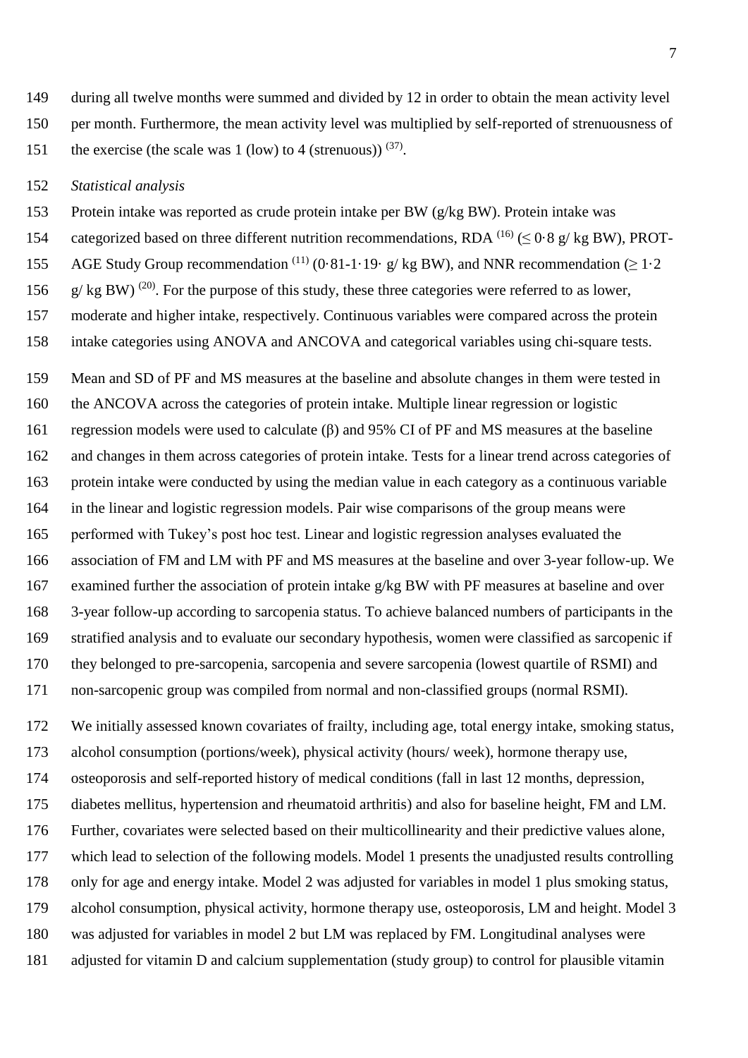during all twelve months were summed and divided by 12 in order to obtain the mean activity level per month. Furthermore, the mean activity level was multiplied by self-reported of strenuousness of the exercise (the scale was 1 (low) to 4 (strenuous)) [37].

*Statistical analysis*

Protein intake was reported as crude protein intake per BW (g/kg BW). Protein intake was categorized based on three different nutrition recommendations, RDA [16] ($\leq$ 0·8 g/ kg BW), PROT-AGE Study Group recommendation [11] (0·81-1·19· g/ kg BW), and NNR recommendation ($\geq$ 1·2 g/ kg BW) [20]. For the purpose of this study, these three categories were referred to as lower, moderate and higher intake, respectively. Continuous variables were compared across the protein intake categories using ANOVA and ANCOVA and categorical variables using chi-square tests.

Mean and SD of PF and MS measures at the baseline and absolute changes in them were tested in the ANCOVA across the categories of protein intake. Multiple linear regression or logistic regression models were used to calculate (β) and 95% CI of PF and MS measures at the baseline and changes in them across categories of protein intake. Tests for a linear trend across categories of protein intake were conducted by using the median value in each category as a continuous variable in the linear and logistic regression models. Pair wise comparisons of the group means were performed with Tukey's post hoc test. Linear and logistic regression analyses evaluated the association of FM and LM with PF and MS measures at the baseline and over 3-year follow-up. We examined further the association of protein intake g/kg BW with PF measures at baseline and over 3-year follow-up according to sarcopenia status. To achieve balanced numbers of participants in the stratified analysis and to evaluate our secondary hypothesis, women were classified as sarcopenic if they belonged to pre-sarcopenia, sarcopenia and severe sarcopenia (lowest quartile of RSMI) and non-sarcopenic group was compiled from normal and non-classified groups (normal RSMI).

We initially assessed known covariates of frailty, including age, total energy intake, smoking status, alcohol consumption (portions/week), physical activity (hours/ week), hormone therapy use, osteoporosis and self-reported history of medical conditions (fall in last 12 months, depression, diabetes mellitus, hypertension and rheumatoid arthritis) and also for baseline height, FM and LM. Further, covariates were selected based on their multicollinearity and their predictive values alone, which lead to selection of the following models. Model 1 presents the unadjusted results controlling only for age and energy intake. Model 2 was adjusted for variables in model 1 plus smoking status, alcohol consumption, physical activity, hormone therapy use, osteoporosis, LM and height. Model 3 was adjusted for variables in model 2 but LM was replaced by FM. Longitudinal analyses were adjusted for vitamin D and calcium supplementation (study group) to control for plausible vitamin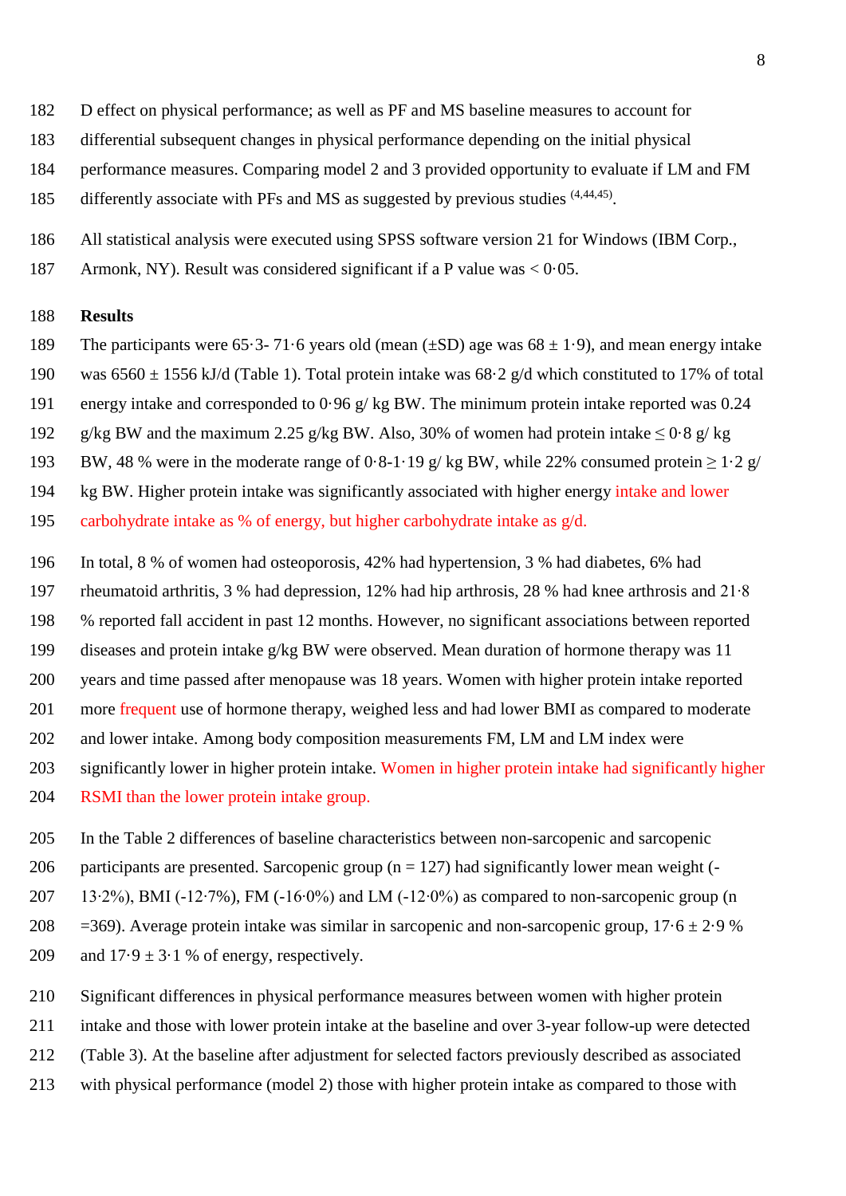D effect on physical performance; as well as PF and MS baseline measures to account for differential subsequent changes in physical performance depending on the initial physical performance measures. Comparing model 2 and 3 provided opportunity to evaluate if LM and FM differently associate with PFs and MS as suggested by previous studies [4,44,45].

All statistical analysis were executed using SPSS software version 21 for Windows (IBM Corp., Armonk, NY). Result was considered significant if a P value was < 0·05.

## Results

The participants were 65·3- 71·6 years old (mean (±SD) age was 68 ± 1·9), and mean energy intake was 6560 ± 1556 kJ/d (Table 1). Total protein intake was 68·2 g/d which constituted to 17% of total energy intake and corresponded to 0·96 g/ kg BW. The minimum protein intake reported was 0.24 g/kg BW and the maximum 2.25 g/kg BW. Also, 30% of women had protein intake ≤ 0·8 g/ kg BW, 48 % were in the moderate range of 0·8-1·19 g/ kg BW, while 22% consumed protein ≥ 1·2 g/ kg BW. Higher protein intake was significantly associated with higher energy intake and lower carbohydrate intake as % of energy, but higher carbohydrate intake as g/d.

In total, 8 % of women had osteoporosis, 42% had hypertension, 3 % had diabetes, 6% had rheumatoid arthritis, 3 % had depression, 12% had hip arthrosis, 28 % had knee arthrosis and 21·8 % reported fall accident in past 12 months. However, no significant associations between reported diseases and protein intake g/kg BW were observed. Mean duration of hormone therapy was 11 years and time passed after menopause was 18 years. Women with higher protein intake reported more frequent use of hormone therapy, weighed less and had lower BMI as compared to moderate and lower intake. Among body composition measurements FM, LM and LM index were significantly lower in higher protein intake. Women in higher protein intake had significantly higher RSMI than the lower protein intake group.

In the Table 2 differences of baseline characteristics between non-sarcopenic and sarcopenic participants are presented. Sarcopenic group (n = 127) had significantly lower mean weight (-13·2%), BMI (-12·7%), FM (-16·0%) and LM (-12·0%) as compared to non-sarcopenic group (n =369). Average protein intake was similar in sarcopenic and non-sarcopenic group, 17·6 ± 2·9 % and 17·9 ± 3·1 % of energy, respectively.

Significant differences in physical performance measures between women with higher protein intake and those with lower protein intake at the baseline and over 3-year follow-up were detected (Table 3). At the baseline after adjustment for selected factors previously described as associated with physical performance (model 2) those with higher protein intake as compared to those with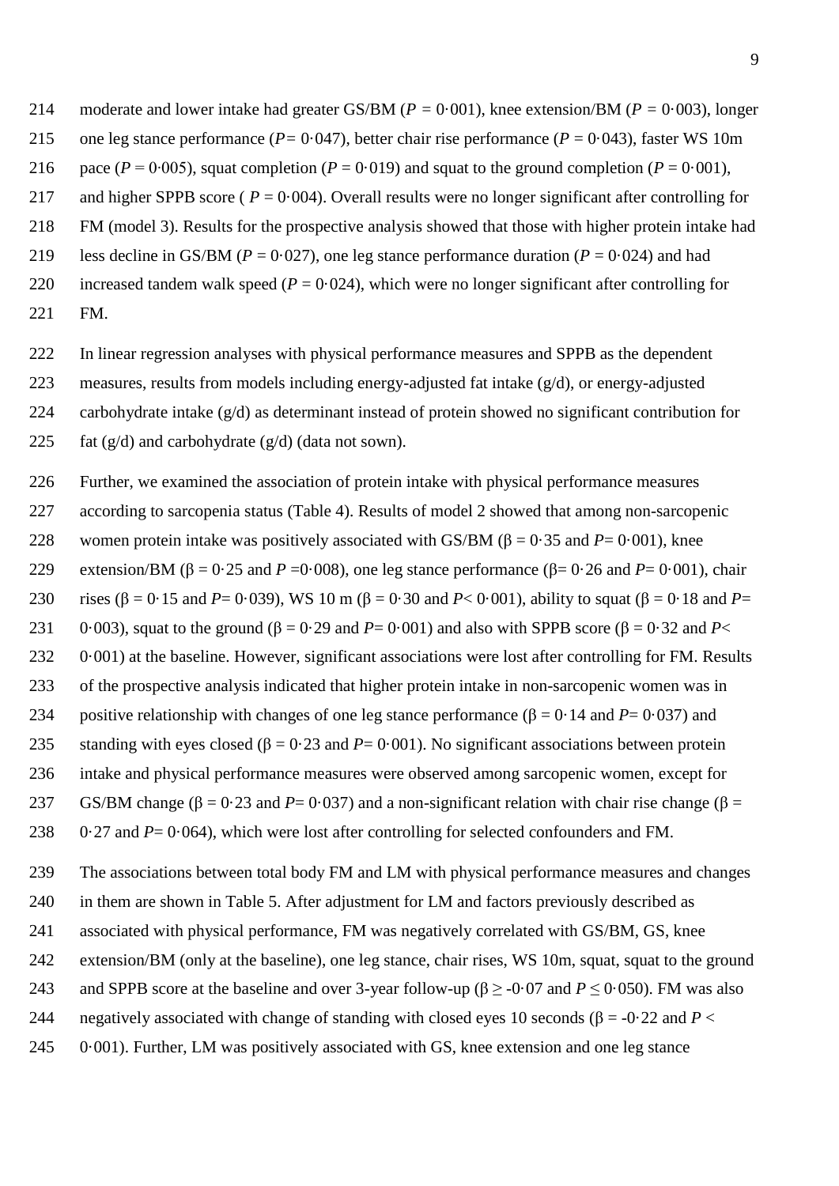moderate and lower intake had greater GS/BM ($P = 0·001$), knee extension/BM ($P = 0·003$), longer one leg stance performance ($P = 0·047$), better chair rise performance ($P = 0·043$), faster WS 10m pace ($P = 0·005$), squat completion ($P = 0·019$) and squat to the ground completion ($P = 0·001$), and higher SPPB score ( $P = 0·004$). Overall results were no longer significant after controlling for FM (model 3). Results for the prospective analysis showed that those with higher protein intake had less decline in GS/BM ($P = 0·027$), one leg stance performance duration ($P = 0·024$) and had increased tandem walk speed ($P = 0·024$), which were no longer significant after controlling for FM.

In linear regression analyses with physical performance measures and SPPB as the dependent measures, results from models including energy-adjusted fat intake (g/d), or energy-adjusted carbohydrate intake (g/d) as determinant instead of protein showed no significant contribution for fat (g/d) and carbohydrate (g/d) (data not sown).

Further, we examined the association of protein intake with physical performance measures according to sarcopenia status (Table 4). Results of model 2 showed that among non-sarcopenic women protein intake was positively associated with GS/BM ($\beta = 0·35$ and $P = 0·001$), knee extension/BM ($\beta = 0·25$ and $P = 0·008$), one leg stance performance ($\beta = 0·26$ and $P = 0·001$), chair rises ($\beta = 0·15$ and $P = 0·039$), WS 10 m ($\beta = 0·30$ and $P < 0·001$), ability to squat ($\beta = 0·18$ and $P = 0·003$), squat to the ground ($\beta = 0·29$ and $P = 0·001$) and also with SPPB score ($\beta = 0·32$ and $P < 0·001$) at the baseline. However, significant associations were lost after controlling for FM. Results of the prospective analysis indicated that higher protein intake in non-sarcopenic women was in positive relationship with changes of one leg stance performance ($\beta = 0·14$ and $P = 0·037$) and standing with eyes closed ($\beta = 0·23$ and $P = 0·001$). No significant associations between protein intake and physical performance measures were observed among sarcopenic women, except for GS/BM change ($\beta = 0·23$ and $P = 0·037$) and a non-significant relation with chair rise change ($\beta = 0·27$ and $P = 0·064$), which were lost after controlling for selected confounders and FM.

The associations between total body FM and LM with physical performance measures and changes in them are shown in Table 5. After adjustment for LM and factors previously described as associated with physical performance, FM was negatively correlated with GS/BM, GS, knee extension/BM (only at the baseline), one leg stance, chair rises, WS 10m, squat, squat to the ground and SPPB score at the baseline and over 3-year follow-up ($\beta \geq -0·07$ and $P \leq 0·050$). FM was also negatively associated with change of standing with closed eyes 10 seconds ($\beta = -0·22$ and $P < 0·001$). Further, LM was positively associated with GS, knee extension and one leg stance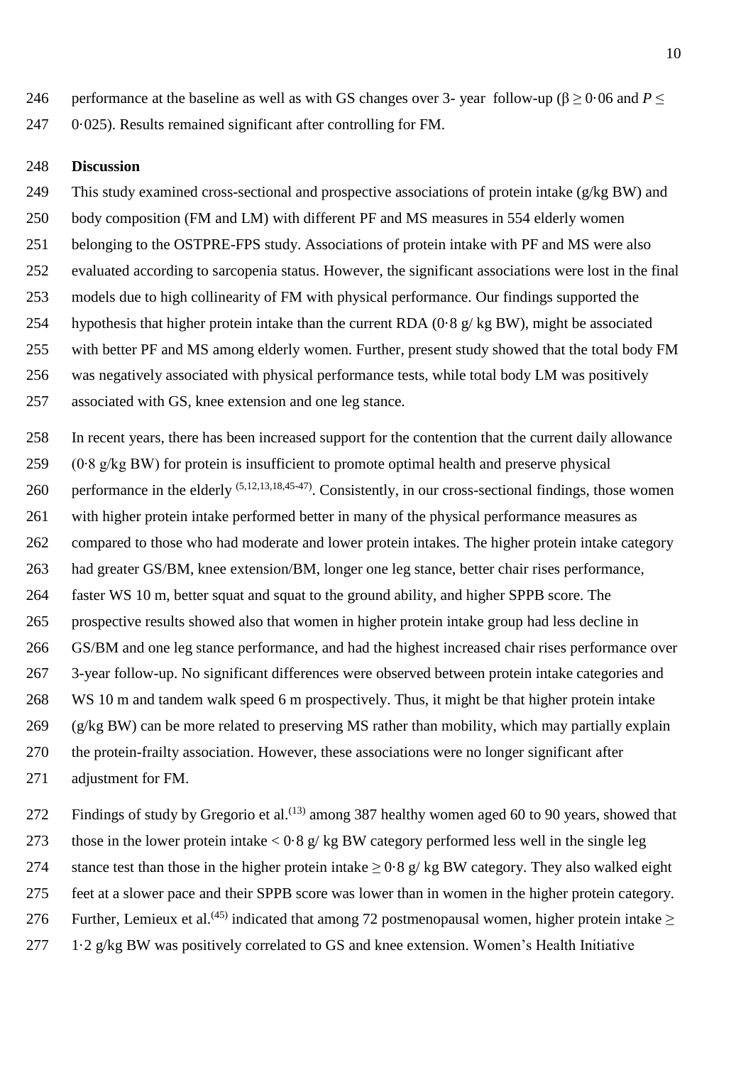performance at the baseline as well as with GS changes over 3- year follow-up ($\beta \geq 0{\cdot}06$ and $P \leq 0{\cdot}025$). Results remained significant after controlling for FM.

**Discussion**

This study examined cross-sectional and prospective associations of protein intake (g/kg BW) and body composition (FM and LM) with different PF and MS measures in 554 elderly women belonging to the OSTPRE-FPS study. Associations of protein intake with PF and MS were also evaluated according to sarcopenia status. However, the significant associations were lost in the final models due to high collinearity of FM with physical performance. Our findings supported the hypothesis that higher protein intake than the current RDA (0·8 g/ kg BW), might be associated with better PF and MS among elderly women. Further, present study showed that the total body FM was negatively associated with physical performance tests, while total body LM was positively associated with GS, knee extension and one leg stance.

In recent years, there has been increased support for the contention that the current daily allowance (0·8 g/kg BW) for protein is insufficient to promote optimal health and preserve physical performance in the elderly [5,12,13,18,45-47]. Consistently, in our cross-sectional findings, those women with higher protein intake performed better in many of the physical performance measures as compared to those who had moderate and lower protein intakes. The higher protein intake category had greater GS/BM, knee extension/BM, longer one leg stance, better chair rises performance, faster WS 10 m, better squat and squat to the ground ability, and higher SPPB score. The prospective results showed also that women in higher protein intake group had less decline in GS/BM and one leg stance performance, and had the highest increased chair rises performance over 3-year follow-up. No significant differences were observed between protein intake categories and WS 10 m and tandem walk speed 6 m prospectively. Thus, it might be that higher protein intake (g/kg BW) can be more related to preserving MS rather than mobility, which may partially explain the protein-frailty association. However, these associations were no longer significant after adjustment for FM.

Findings of study by Gregorio et al.[13] among 387 healthy women aged 60 to 90 years, showed that those in the lower protein intake < 0·8 g/ kg BW category performed less well in the single leg stance test than those in the higher protein intake ≥ 0·8 g/ kg BW category. They also walked eight feet at a slower pace and their SPPB score was lower than in women in the higher protein category. Further, Lemieux et al.[45] indicated that among 72 postmenopausal women, higher protein intake ≥ 1·2 g/kg BW was positively correlated to GS and knee extension. Women's Health Initiative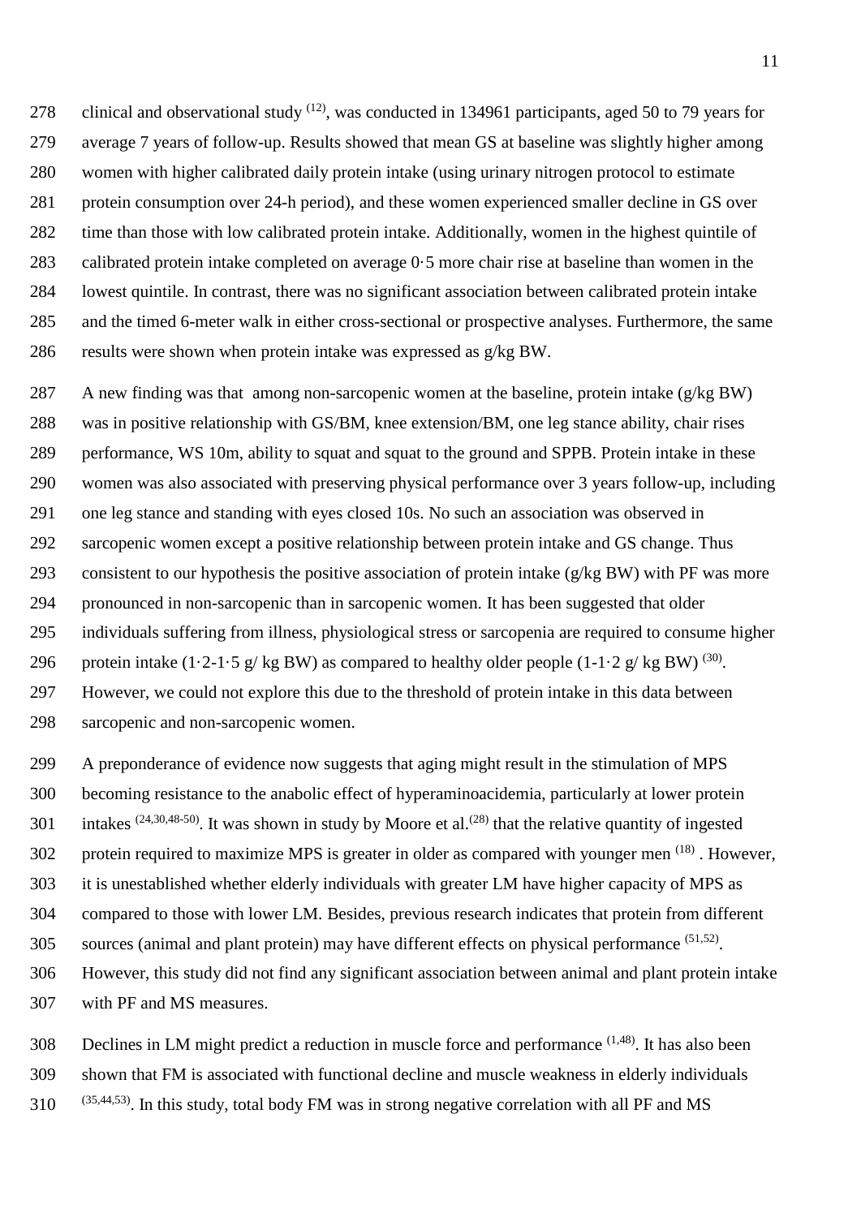clinical and observational study [12], was conducted in 134961 participants, aged 50 to 79 years for average 7 years of follow-up. Results showed that mean GS at baseline was slightly higher among women with higher calibrated daily protein intake (using urinary nitrogen protocol to estimate protein consumption over 24-h period), and these women experienced smaller decline in GS over time than those with low calibrated protein intake. Additionally, women in the highest quintile of calibrated protein intake completed on average 0·5 more chair rise at baseline than women in the lowest quintile. In contrast, there was no significant association between calibrated protein intake and the timed 6-meter walk in either cross-sectional or prospective analyses. Furthermore, the same results were shown when protein intake was expressed as g/kg BW.

A new finding was that among non-sarcopenic women at the baseline, protein intake (g/kg BW) was in positive relationship with GS/BM, knee extension/BM, one leg stance ability, chair rises performance, WS 10m, ability to squat and squat to the ground and SPPB. Protein intake in these women was also associated with preserving physical performance over 3 years follow-up, including one leg stance and standing with eyes closed 10s. No such an association was observed in sarcopenic women except a positive relationship between protein intake and GS change. Thus consistent to our hypothesis the positive association of protein intake (g/kg BW) with PF was more pronounced in non-sarcopenic than in sarcopenic women. It has been suggested that older individuals suffering from illness, physiological stress or sarcopenia are required to consume higher protein intake (1·2-1·5 g/ kg BW) as compared to healthy older people (1-1·2 g/ kg BW) [30]. However, we could not explore this due to the threshold of protein intake in this data between sarcopenic and non-sarcopenic women.

A preponderance of evidence now suggests that aging might result in the stimulation of MPS becoming resistance to the anabolic effect of hyperaminoacidemia, particularly at lower protein intakes [24,30,48-50]. It was shown in study by Moore et al.[28] that the relative quantity of ingested protein required to maximize MPS is greater in older as compared with younger men [18] . However, it is unestablished whether elderly individuals with greater LM have higher capacity of MPS as compared to those with lower LM. Besides, previous research indicates that protein from different sources (animal and plant protein) may have different effects on physical performance [51,52]. However, this study did not find any significant association between animal and plant protein intake with PF and MS measures.

Declines in LM might predict a reduction in muscle force and performance [1,48]. It has also been shown that FM is associated with functional decline and muscle weakness in elderly individuals [35,44,53]. In this study, total body FM was in strong negative correlation with all PF and MS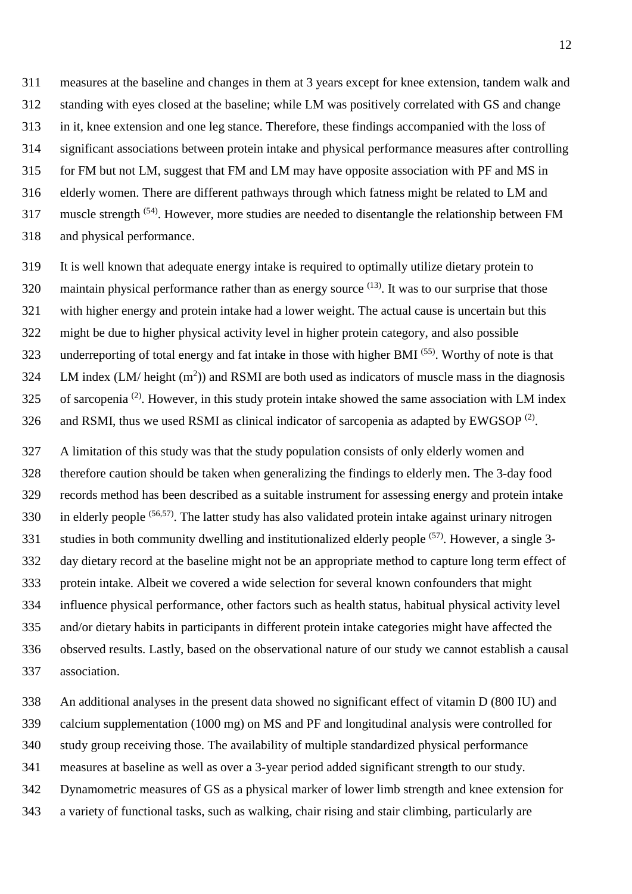measures at the baseline and changes in them at 3 years except for knee extension, tandem walk and standing with eyes closed at the baseline; while LM was positively correlated with GS and change in it, knee extension and one leg stance. Therefore, these findings accompanied with the loss of significant associations between protein intake and physical performance measures after controlling for FM but not LM, suggest that FM and LM may have opposite association with PF and MS in elderly women. There are different pathways through which fatness might be related to LM and muscle strength [(54)]. However, more studies are needed to disentangle the relationship between FM and physical performance.

It is well known that adequate energy intake is required to optimally utilize dietary protein to maintain physical performance rather than as energy source [(13)]. It was to our surprise that those with higher energy and protein intake had a lower weight. The actual cause is uncertain but this might be due to higher physical activity level in higher protein category, and also possible underreporting of total energy and fat intake in those with higher BMI [(55)]. Worthy of note is that LM index (LM/ height ($m^2$)) and RSMI are both used as indicators of muscle mass in the diagnosis of sarcopenia [(2)]. However, in this study protein intake showed the same association with LM index and RSMI, thus we used RSMI as clinical indicator of sarcopenia as adapted by EWGSOP [(2)].

A limitation of this study was that the study population consists of only elderly women and therefore caution should be taken when generalizing the findings to elderly men. The 3-day food records method has been described as a suitable instrument for assessing energy and protein intake in elderly people [(56,57)]. The latter study has also validated protein intake against urinary nitrogen studies in both community dwelling and institutionalized elderly people [(57)]. However, a single 3-day dietary record at the baseline might not be an appropriate method to capture long term effect of protein intake. Albeit we covered a wide selection for several known confounders that might influence physical performance, other factors such as health status, habitual physical activity level and/or dietary habits in participants in different protein intake categories might have affected the observed results. Lastly, based on the observational nature of our study we cannot establish a causal association.

An additional analyses in the present data showed no significant effect of vitamin D (800 IU) and calcium supplementation (1000 mg) on MS and PF and longitudinal analysis were controlled for study group receiving those. The availability of multiple standardized physical performance measures at baseline as well as over a 3-year period added significant strength to our study. Dynamometric measures of GS as a physical marker of lower limb strength and knee extension for a variety of functional tasks, such as walking, chair rising and stair climbing, particularly are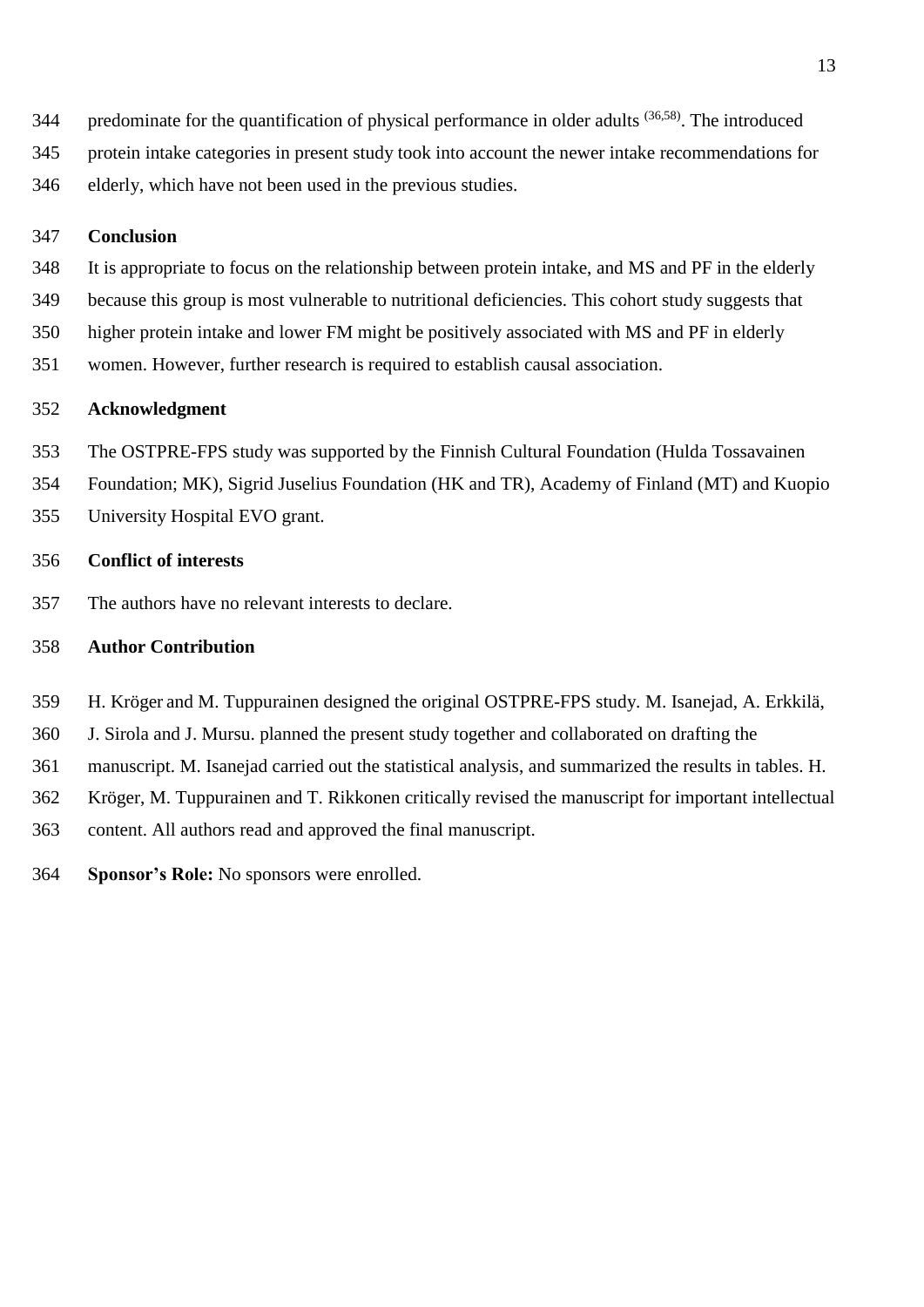predominate for the quantification of physical performance in older adults [36,58]. The introduced protein intake categories in present study took into account the newer intake recommendations for elderly, which have not been used in the previous studies.

## Conclusion

It is appropriate to focus on the relationship between protein intake, and MS and PF in the elderly because this group is most vulnerable to nutritional deficiencies. This cohort study suggests that higher protein intake and lower FM might be positively associated with MS and PF in elderly women. However, further research is required to establish causal association.

## Acknowledgment

The OSTPRE-FPS study was supported by the Finnish Cultural Foundation (Hulda Tossavainen Foundation; MK), Sigrid Juselius Foundation (HK and TR), Academy of Finland (MT) and Kuopio University Hospital EVO grant.

## Conflict of interests

The authors have no relevant interests to declare.

## Author Contribution

H. Kröger and M. Tuppurainen designed the original OSTPRE-FPS study. M. Isanejad, A. Erkkilä, J. Sirola and J. Mursu. planned the present study together and collaborated on drafting the manuscript. M. Isanejad carried out the statistical analysis, and summarized the results in tables. H. Kröger, M. Tuppurainen and T. Rikkonen critically revised the manuscript for important intellectual content. All authors read and approved the final manuscript.

**Sponsor's Role:** No sponsors were enrolled.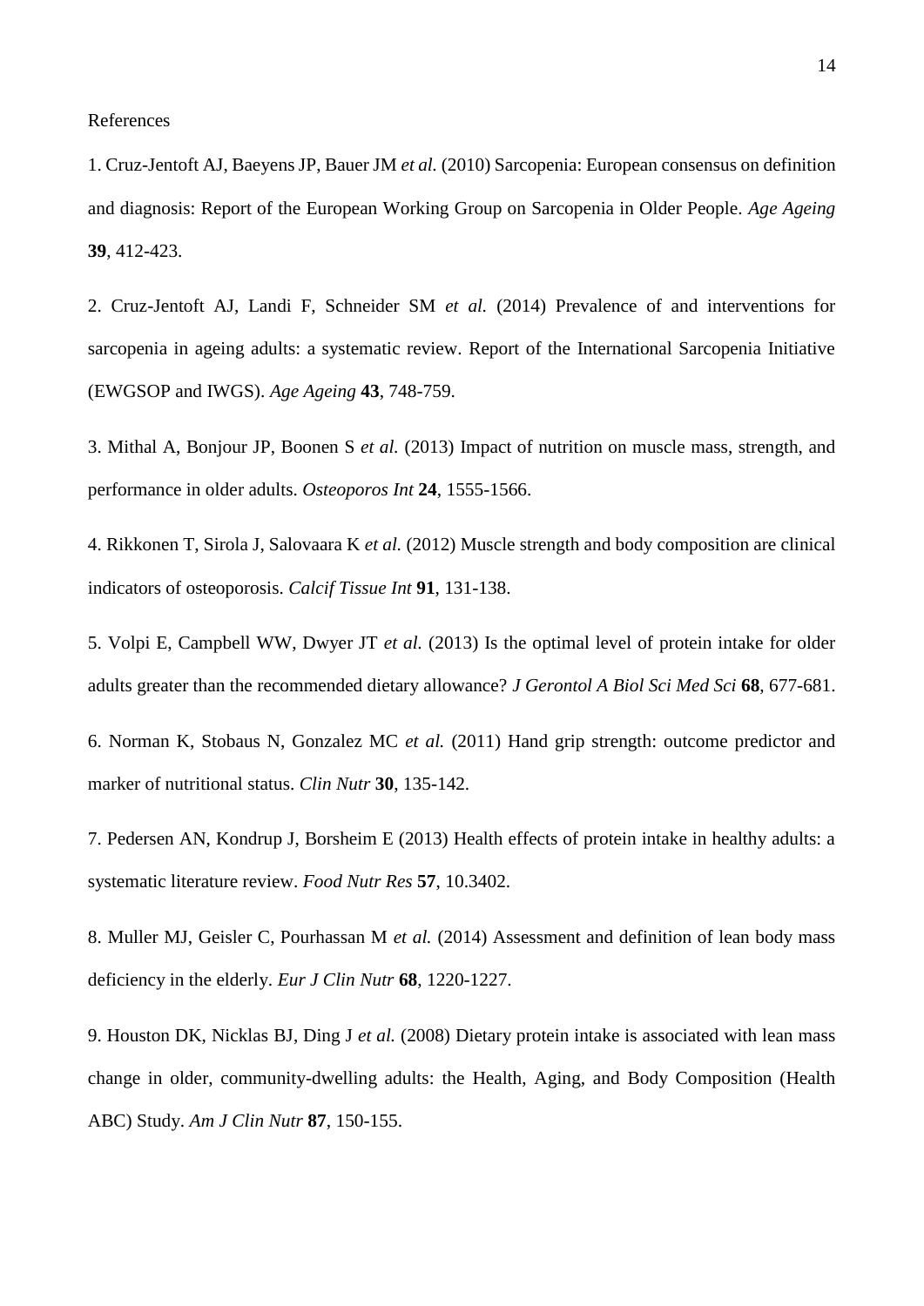References

1. Cruz-Jentoft AJ, Baeyens JP, Bauer JM *et al.* (2010) Sarcopenia: European consensus on definition and diagnosis: Report of the European Working Group on Sarcopenia in Older People. *Age Ageing* **39**, 412-423.

2. Cruz-Jentoft AJ, Landi F, Schneider SM *et al.* (2014) Prevalence of and interventions for sarcopenia in ageing adults: a systematic review. Report of the International Sarcopenia Initiative (EWGSOP and IWGS). *Age Ageing* **43**, 748-759.

3. Mithal A, Bonjour JP, Boonen S *et al.* (2013) Impact of nutrition on muscle mass, strength, and performance in older adults. *Osteoporos Int* **24**, 1555-1566.

4. Rikkonen T, Sirola J, Salovaara K *et al.* (2012) Muscle strength and body composition are clinical indicators of osteoporosis. *Calcif Tissue Int* **91**, 131-138.

5. Volpi E, Campbell WW, Dwyer JT *et al.* (2013) Is the optimal level of protein intake for older adults greater than the recommended dietary allowance? *J Gerontol A Biol Sci Med Sci* **68**, 677-681.

6. Norman K, Stobaus N, Gonzalez MC *et al.* (2011) Hand grip strength: outcome predictor and marker of nutritional status. *Clin Nutr* **30**, 135-142.

7. Pedersen AN, Kondrup J, Borsheim E (2013) Health effects of protein intake in healthy adults: a systematic literature review. *Food Nutr Res* **57**, 10.3402.

8. Muller MJ, Geisler C, Pourhassan M *et al.* (2014) Assessment and definition of lean body mass deficiency in the elderly. *Eur J Clin Nutr* **68**, 1220-1227.

9. Houston DK, Nicklas BJ, Ding J *et al.* (2008) Dietary protein intake is associated with lean mass change in older, community-dwelling adults: the Health, Aging, and Body Composition (Health ABC) Study. *Am J Clin Nutr* **87**, 150-155.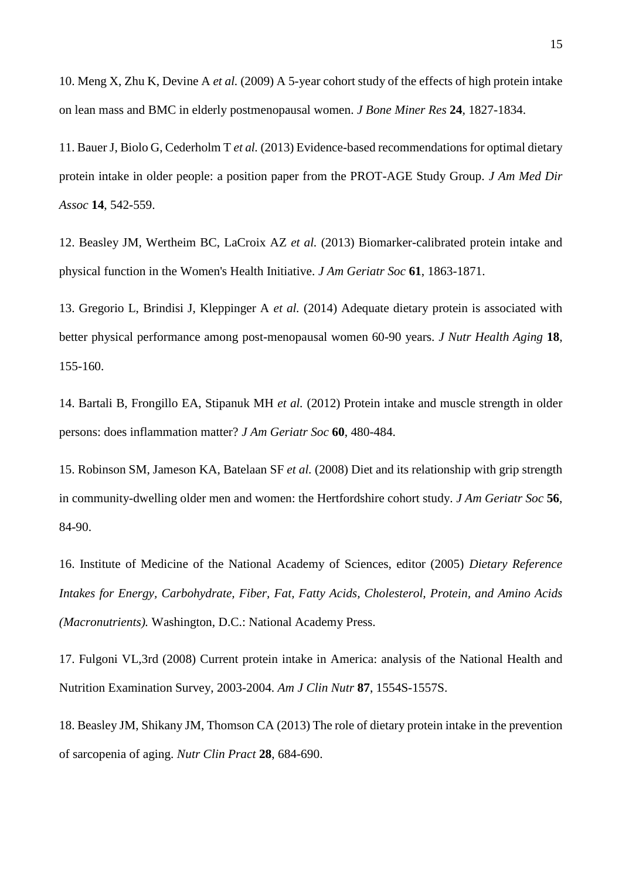10. Meng X, Zhu K, Devine A *et al.* (2009) A 5-year cohort study of the effects of high protein intake on lean mass and BMC in elderly postmenopausal women. *J Bone Miner Res* **24**, 1827-1834.

11. Bauer J, Biolo G, Cederholm T *et al.* (2013) Evidence-based recommendations for optimal dietary protein intake in older people: a position paper from the PROT-AGE Study Group. *J Am Med Dir Assoc* **14**, 542-559.

12. Beasley JM, Wertheim BC, LaCroix AZ *et al.* (2013) Biomarker-calibrated protein intake and physical function in the Women's Health Initiative. *J Am Geriatr Soc* **61**, 1863-1871.

13. Gregorio L, Brindisi J, Kleppinger A *et al.* (2014) Adequate dietary protein is associated with better physical performance among post-menopausal women 60-90 years. *J Nutr Health Aging* **18**, 155-160.

14. Bartali B, Frongillo EA, Stipanuk MH *et al.* (2012) Protein intake and muscle strength in older persons: does inflammation matter? *J Am Geriatr Soc* **60**, 480-484.

15. Robinson SM, Jameson KA, Batelaan SF *et al.* (2008) Diet and its relationship with grip strength in community-dwelling older men and women: the Hertfordshire cohort study. *J Am Geriatr Soc* **56**, 84-90.

16. Institute of Medicine of the National Academy of Sciences, editor (2005) *Dietary Reference Intakes for Energy, Carbohydrate, Fiber, Fat, Fatty Acids, Cholesterol, Protein, and Amino Acids (Macronutrients).* Washington, D.C.: National Academy Press.

17. Fulgoni VL,3rd (2008) Current protein intake in America: analysis of the National Health and Nutrition Examination Survey, 2003-2004. *Am J Clin Nutr* **87**, 1554S-1557S.

18. Beasley JM, Shikany JM, Thomson CA (2013) The role of dietary protein intake in the prevention of sarcopenia of aging. *Nutr Clin Pract* **28**, 684-690.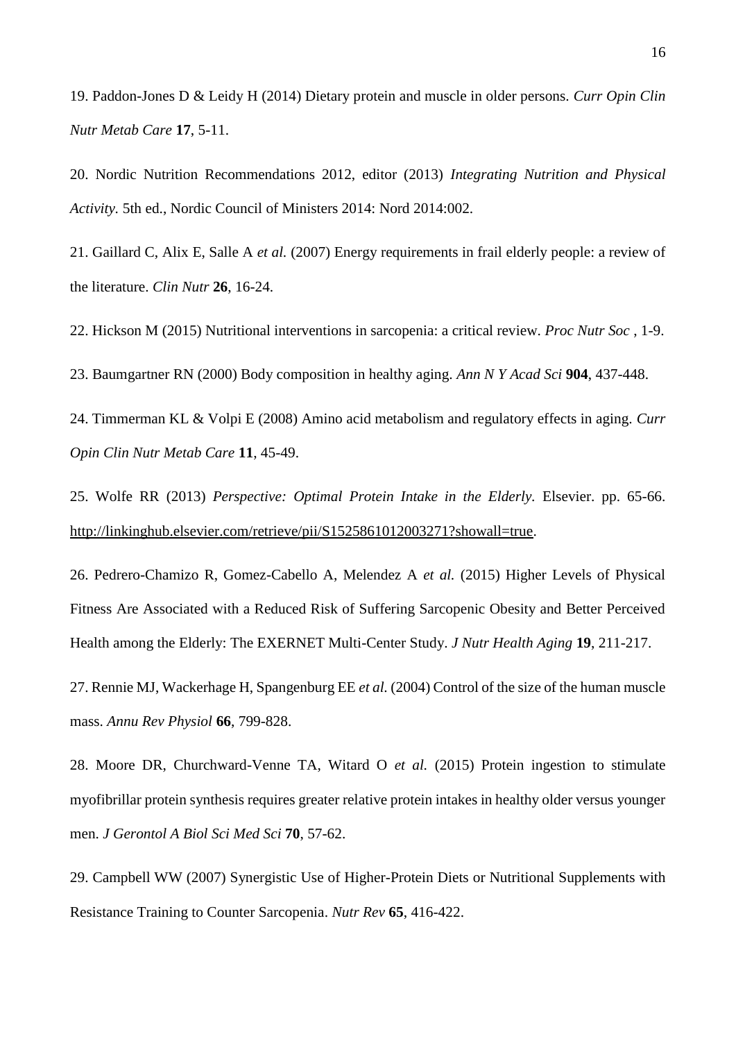19. Paddon-Jones D & Leidy H (2014) Dietary protein and muscle in older persons. *Curr Opin Clin Nutr Metab Care* **17**, 5-11.

20. Nordic Nutrition Recommendations 2012, editor (2013) *Integrating Nutrition and Physical Activity.* 5th ed., Nordic Council of Ministers 2014: Nord 2014:002.

21. Gaillard C, Alix E, Salle A *et al.* (2007) Energy requirements in frail elderly people: a review of the literature. *Clin Nutr* **26**, 16-24.

22. Hickson M (2015) Nutritional interventions in sarcopenia: a critical review. *Proc Nutr Soc* , 1-9.

23. Baumgartner RN (2000) Body composition in healthy aging. *Ann N Y Acad Sci* **904**, 437-448.

24. Timmerman KL & Volpi E (2008) Amino acid metabolism and regulatory effects in aging. *Curr Opin Clin Nutr Metab Care* **11**, 45-49.

25. Wolfe RR (2013) *Perspective: Optimal Protein Intake in the Elderly.* Elsevier. pp. 65-66. http://linkinghub.elsevier.com/retrieve/pii/S1525861012003271?showall=true.

26. Pedrero-Chamizo R, Gomez-Cabello A, Melendez A *et al.* (2015) Higher Levels of Physical Fitness Are Associated with a Reduced Risk of Suffering Sarcopenic Obesity and Better Perceived Health among the Elderly: The EXERNET Multi-Center Study. *J Nutr Health Aging* **19**, 211-217.

27. Rennie MJ, Wackerhage H, Spangenburg EE *et al.* (2004) Control of the size of the human muscle mass. *Annu Rev Physiol* **66**, 799-828.

28. Moore DR, Churchward-Venne TA, Witard O *et al.* (2015) Protein ingestion to stimulate myofibrillar protein synthesis requires greater relative protein intakes in healthy older versus younger men. *J Gerontol A Biol Sci Med Sci* **70**, 57-62.

29. Campbell WW (2007) Synergistic Use of Higher-Protein Diets or Nutritional Supplements with Resistance Training to Counter Sarcopenia. *Nutr Rev* **65**, 416-422.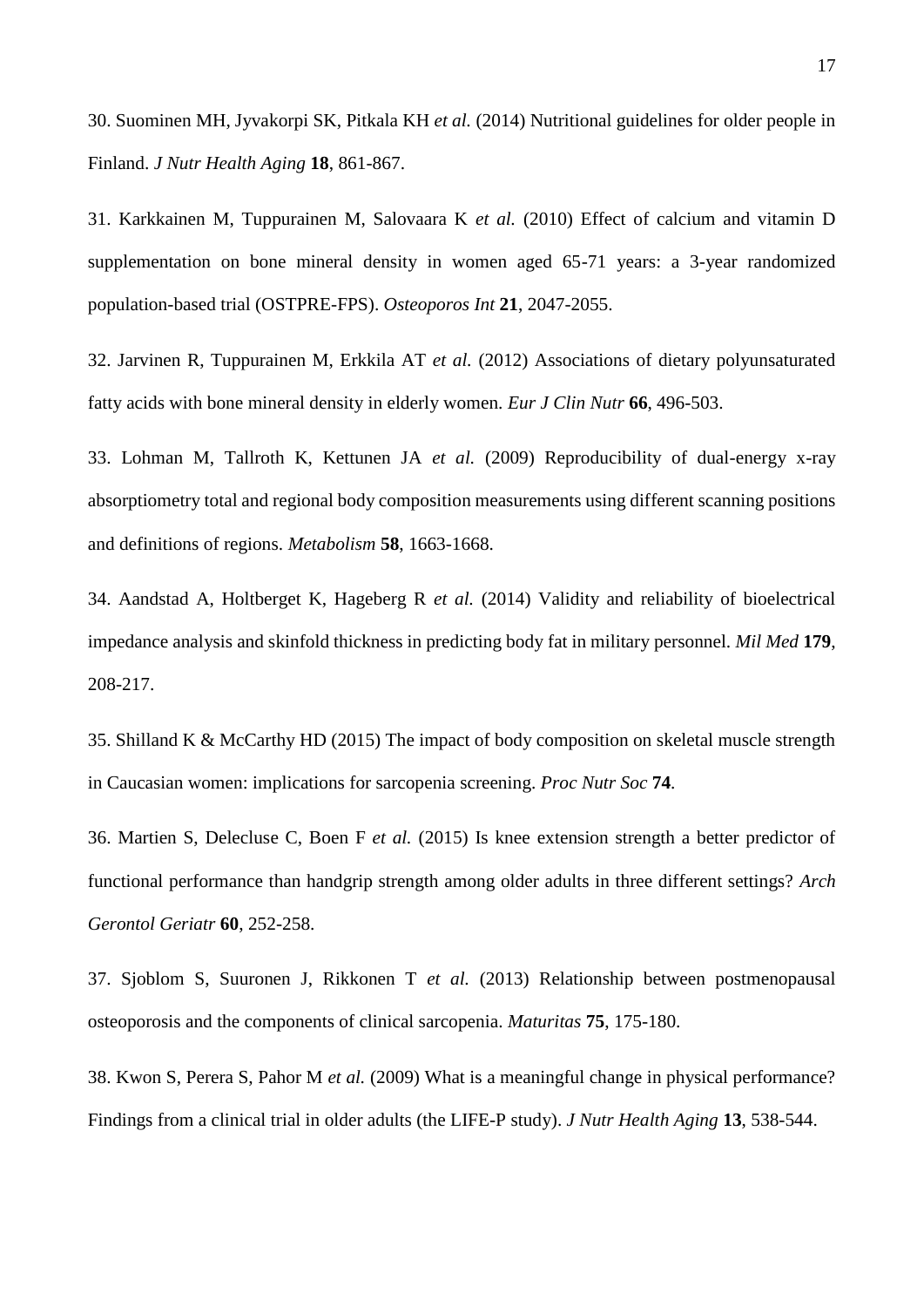30. Suominen MH, Jyvakorpi SK, Pitkala KH *et al.* (2014) Nutritional guidelines for older people in Finland. *J Nutr Health Aging* **18**, 861-867.

31. Karkkainen M, Tuppurainen M, Salovaara K *et al.* (2010) Effect of calcium and vitamin D supplementation on bone mineral density in women aged 65-71 years: a 3-year randomized population-based trial (OSTPRE-FPS). *Osteoporos Int* **21**, 2047-2055.

32. Jarvinen R, Tuppurainen M, Erkkila AT *et al.* (2012) Associations of dietary polyunsaturated fatty acids with bone mineral density in elderly women. *Eur J Clin Nutr* **66**, 496-503.

33. Lohman M, Tallroth K, Kettunen JA *et al.* (2009) Reproducibility of dual-energy x-ray absorptiometry total and regional body composition measurements using different scanning positions and definitions of regions. *Metabolism* **58**, 1663-1668.

34. Aandstad A, Holtberget K, Hageberg R *et al.* (2014) Validity and reliability of bioelectrical impedance analysis and skinfold thickness in predicting body fat in military personnel. *Mil Med* **179**, 208-217.

35. Shilland K & McCarthy HD (2015) The impact of body composition on skeletal muscle strength in Caucasian women: implications for sarcopenia screening. *Proc Nutr Soc* **74**.

36. Martien S, Delecluse C, Boen F *et al.* (2015) Is knee extension strength a better predictor of functional performance than handgrip strength among older adults in three different settings? *Arch Gerontol Geriatr* **60**, 252-258.

37. Sjoblom S, Suuronen J, Rikkonen T *et al.* (2013) Relationship between postmenopausal osteoporosis and the components of clinical sarcopenia. *Maturitas* **75**, 175-180.

38. Kwon S, Perera S, Pahor M *et al.* (2009) What is a meaningful change in physical performance? Findings from a clinical trial in older adults (the LIFE-P study). *J Nutr Health Aging* **13**, 538-544.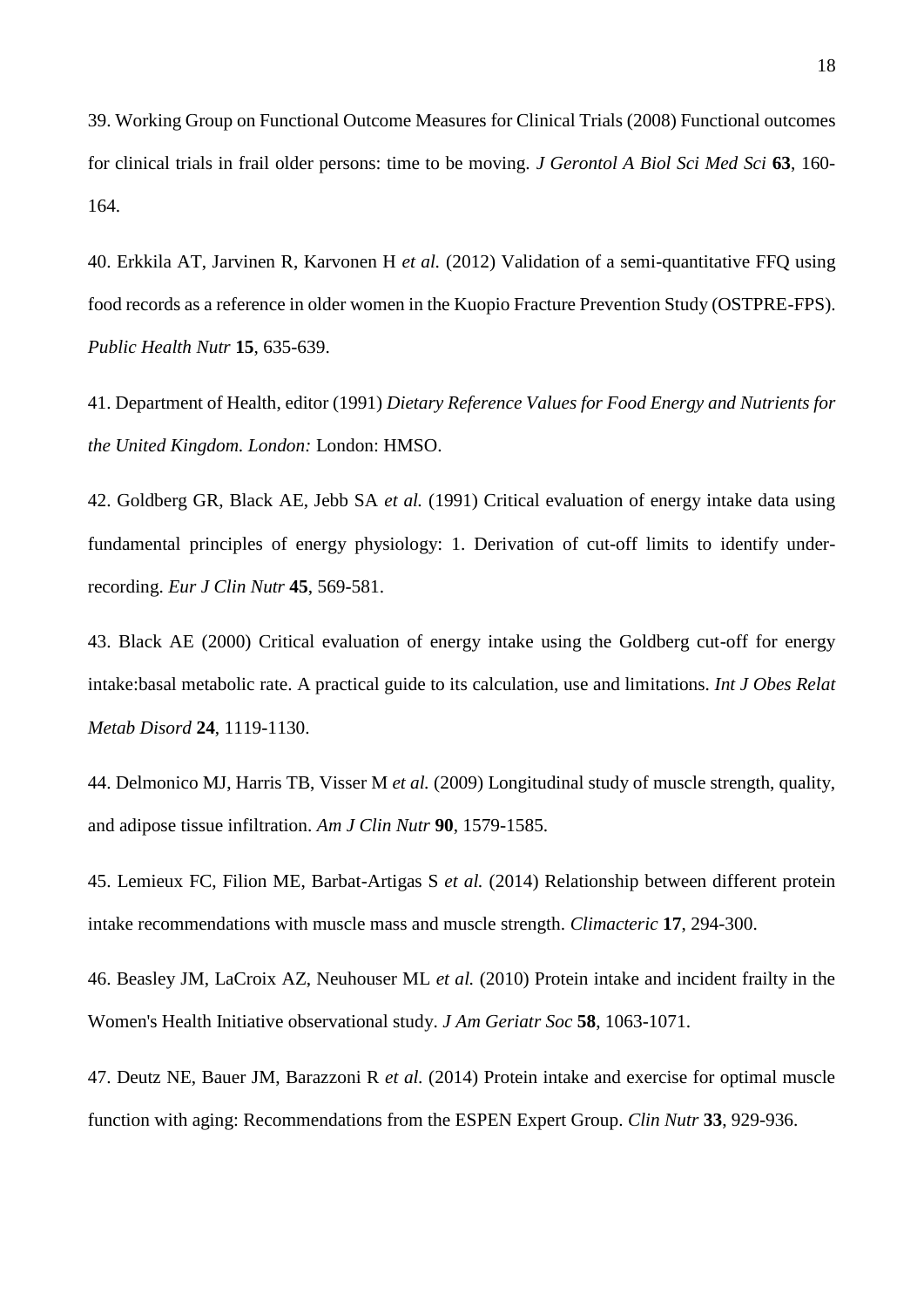39. Working Group on Functional Outcome Measures for Clinical Trials (2008) Functional outcomes for clinical trials in frail older persons: time to be moving. *J Gerontol A Biol Sci Med Sci* **63**, 160-164.

40. Erkkila AT, Jarvinen R, Karvonen H *et al.* (2012) Validation of a semi-quantitative FFQ using food records as a reference in older women in the Kuopio Fracture Prevention Study (OSTPRE-FPS). *Public Health Nutr* **15**, 635-639.

41. Department of Health, editor (1991) *Dietary Reference Values for Food Energy and Nutrients for the United Kingdom. London:* London: HMSO.

42. Goldberg GR, Black AE, Jebb SA *et al.* (1991) Critical evaluation of energy intake data using fundamental principles of energy physiology: 1. Derivation of cut-off limits to identify under-recording. *Eur J Clin Nutr* **45**, 569-581.

43. Black AE (2000) Critical evaluation of energy intake using the Goldberg cut-off for energy intake:basal metabolic rate. A practical guide to its calculation, use and limitations. *Int J Obes Relat Metab Disord* **24**, 1119-1130.

44. Delmonico MJ, Harris TB, Visser M *et al.* (2009) Longitudinal study of muscle strength, quality, and adipose tissue infiltration. *Am J Clin Nutr* **90**, 1579-1585.

45. Lemieux FC, Filion ME, Barbat-Artigas S *et al.* (2014) Relationship between different protein intake recommendations with muscle mass and muscle strength. *Climacteric* **17**, 294-300.

46. Beasley JM, LaCroix AZ, Neuhouser ML *et al.* (2010) Protein intake and incident frailty in the Women's Health Initiative observational study. *J Am Geriatr Soc* **58**, 1063-1071.

47. Deutz NE, Bauer JM, Barazzoni R *et al.* (2014) Protein intake and exercise for optimal muscle function with aging: Recommendations from the ESPEN Expert Group. *Clin Nutr* **33**, 929-936.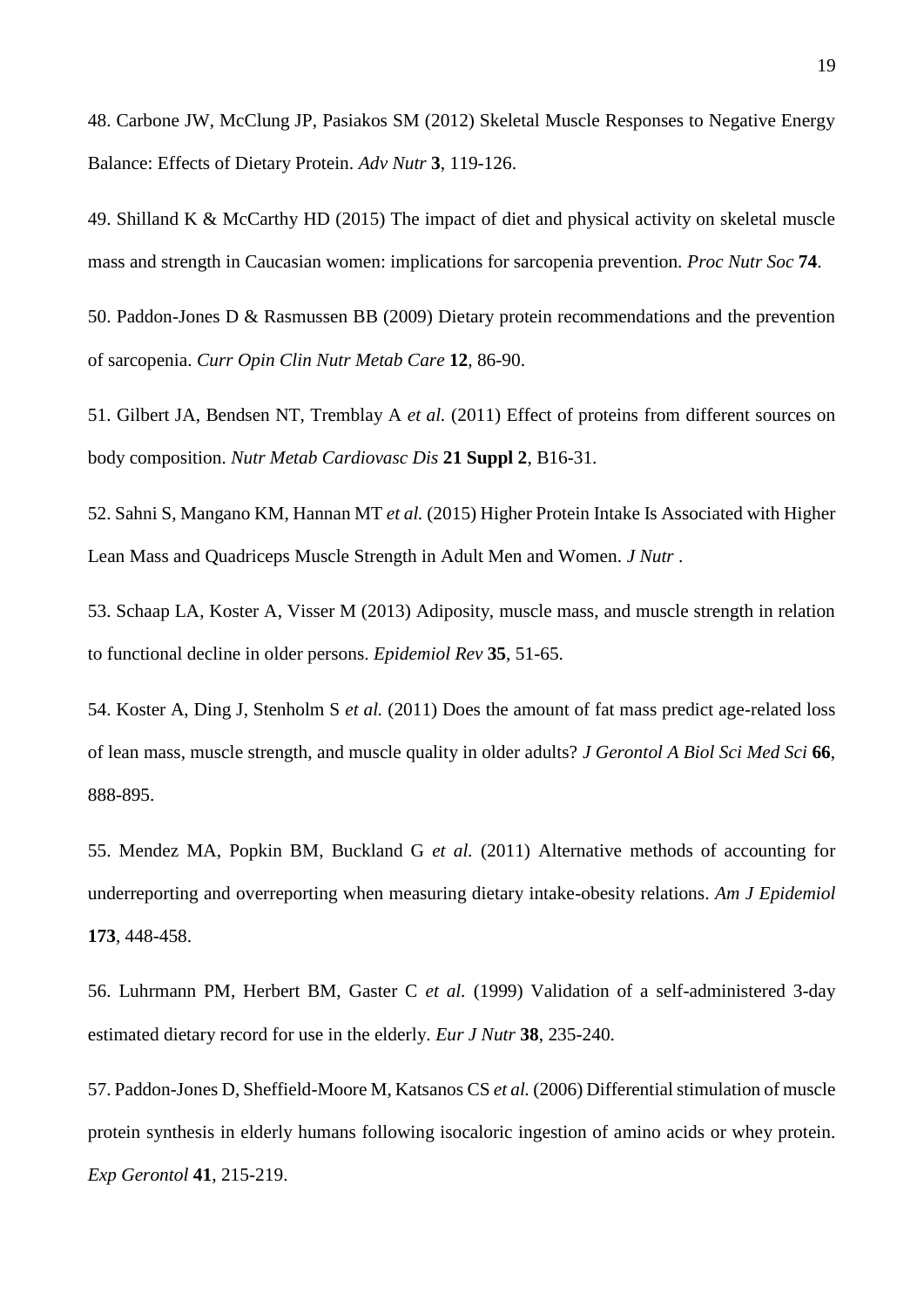48. Carbone JW, McClung JP, Pasiakos SM (2012) Skeletal Muscle Responses to Negative Energy Balance: Effects of Dietary Protein. *Adv Nutr* **3**, 119-126.

49. Shilland K & McCarthy HD (2015) The impact of diet and physical activity on skeletal muscle mass and strength in Caucasian women: implications for sarcopenia prevention. *Proc Nutr Soc* **74**.

50. Paddon-Jones D & Rasmussen BB (2009) Dietary protein recommendations and the prevention of sarcopenia. *Curr Opin Clin Nutr Metab Care* **12**, 86-90.

51. Gilbert JA, Bendsen NT, Tremblay A *et al.* (2011) Effect of proteins from different sources on body composition. *Nutr Metab Cardiovasc Dis* **21 Suppl 2**, B16-31.

52. Sahni S, Mangano KM, Hannan MT *et al.* (2015) Higher Protein Intake Is Associated with Higher Lean Mass and Quadriceps Muscle Strength in Adult Men and Women. *J Nutr* .

53. Schaap LA, Koster A, Visser M (2013) Adiposity, muscle mass, and muscle strength in relation to functional decline in older persons. *Epidemiol Rev* **35**, 51-65.

54. Koster A, Ding J, Stenholm S *et al.* (2011) Does the amount of fat mass predict age-related loss of lean mass, muscle strength, and muscle quality in older adults? *J Gerontol A Biol Sci Med Sci* **66**, 888-895.

55. Mendez MA, Popkin BM, Buckland G *et al.* (2011) Alternative methods of accounting for underreporting and overreporting when measuring dietary intake-obesity relations. *Am J Epidemiol* **173**, 448-458.

56. Luhrmann PM, Herbert BM, Gaster C *et al.* (1999) Validation of a self-administered 3-day estimated dietary record for use in the elderly. *Eur J Nutr* **38**, 235-240.

57. Paddon-Jones D, Sheffield-Moore M, Katsanos CS *et al.* (2006) Differential stimulation of muscle protein synthesis in elderly humans following isocaloric ingestion of amino acids or whey protein. *Exp Gerontol* **41**, 215-219.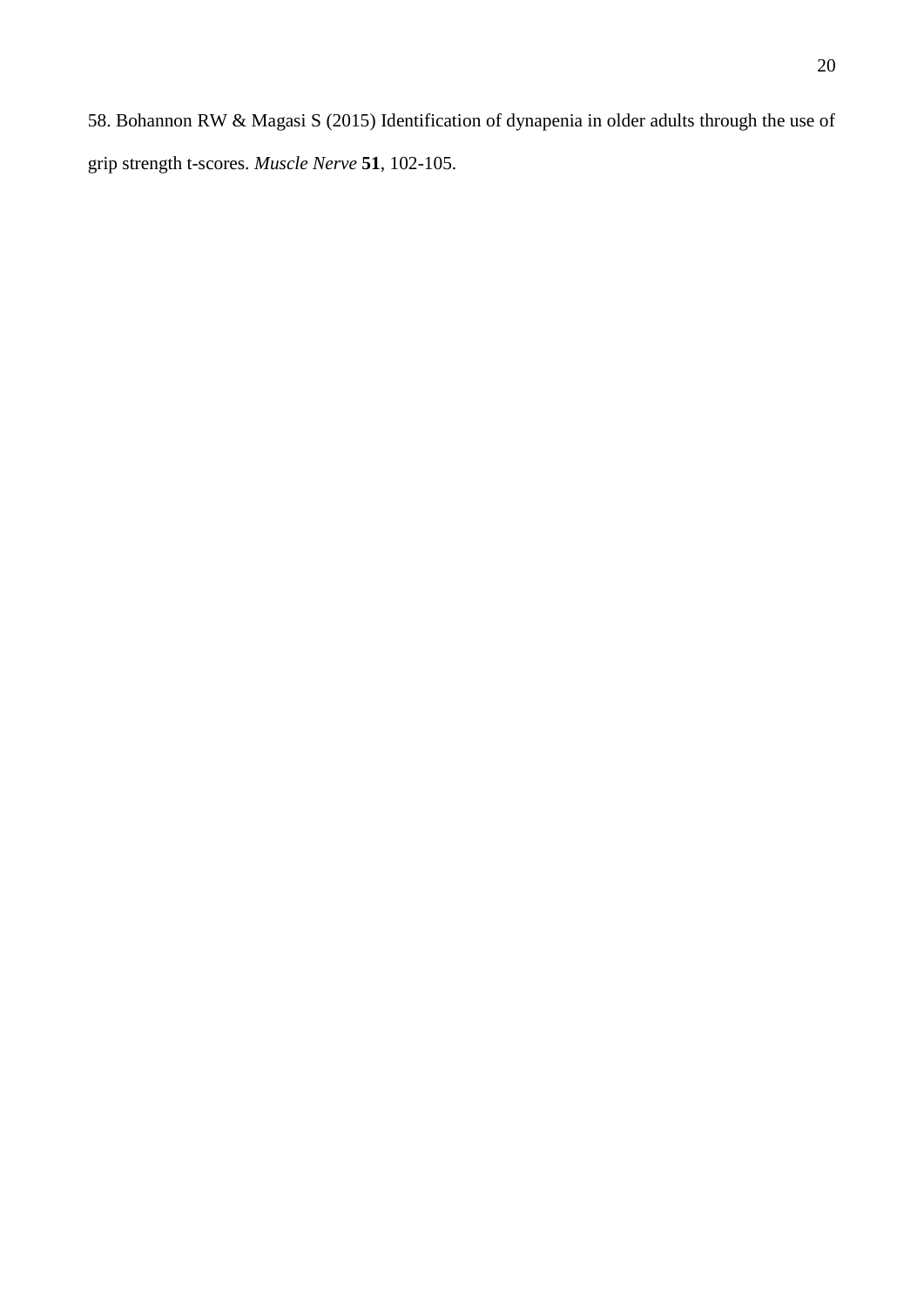58. Bohannon RW & Magasi S (2015) Identification of dynapenia in older adults through the use of grip strength t-scores. *Muscle Nerve* **51**, 102-105.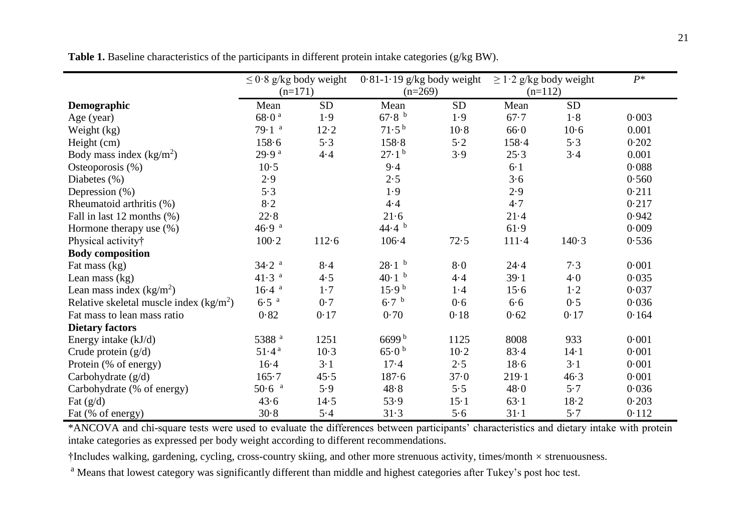**Table 1.** Baseline characteristics of the participants in different protein intake categories (g/kg BW).

| | ≤ 0·8 g/kg body weight (n=171) | | 0·81-1·19 g/kg body weight (n=269) | | ≥ 1·2 g/kg body weight (n=112) | | *P*\* |
|---|---|---|---|---|---|---|---|
| **Demographic** | Mean | SD | Mean | SD | Mean | SD | |
| Age (year) | 68·0 [a] | 1·9 | 67·8 [b] | 1·9 | 67·7 | 1·8 | 0·003 |
| Weight (kg) | 79·1 [a] | 12·2 | 71·5 [b] | 10·8 | 66·0 | 10·6 | 0.001 |
| Height (cm) | 158·6 | 5·3 | 158·8 | 5·2 | 158·4 | 5·3 | 0·202 |
| Body mass index (kg/m$^2$) | 29·9 [a] | 4·4 | 27·1 [b] | 3·9 | 25·3 | 3·4 | 0.001 |
| Osteoporosis (%) | 10·5 | | 9·4 | | 6·1 | | 0·088 |
| Diabetes (%) | 2·9 | | 2·5 | | 3·6 | | 0·560 |
| Depression (%) | 5·3 | | 1·9 | | 2·9 | | 0·211 |
| Rheumatoid arthritis (%) | 8·2 | | 4·4 | | 4·7 | | 0·217 |
| Fall in last 12 months (%) | 22·8 | | 21·6 | | 21·4 | | 0·942 |
| Hormone therapy use (%) | 46·9 [a] | | 44·4 [b] | | 61·9 | | 0·009 |
| Physical activity† | 100·2 | 112·6 | 106·4 | 72·5 | 111·4 | 140·3 | 0·536 |
| **Body composition** | | | | | | | |
| Fat mass (kg) | 34·2 [a] | 8·4 | 28·1 [b] | 8·0 | 24·4 | 7·3 | 0·001 |
| Lean mass (kg) | 41·3 [a] | 4·5 | 40·1 [b] | 4·4 | 39·1 | 4·0 | 0·035 |
| Lean mass index (kg/m$^2$) | 16·4 [a] | 1·7 | 15·9 [b] | 1·4 | 15·6 | 1·2 | 0·037 |
| Relative skeletal muscle index (kg/m$^2$) | 6·5 [a] | 0·7 | 6·7 [b] | 0·6 | 6·6 | 0·5 | 0·036 |
| Fat mass to lean mass ratio | 0·82 | 0·17 | 0·70 | 0·18 | 0·62 | 0·17 | 0·164 |
| **Dietary factors** | | | | | | | |
| Energy intake (kJ/d) | 5388 [a] | 1251 | 6699 [b] | 1125 | 8008 | 933 | 0·001 |
| Crude protein (g/d) | 51·4 [a] | 10·3 | 65·0 [b] | 10·2 | 83·4 | 14·1 | 0·001 |
| Protein (% of energy) | 16·4 | 3·1 | 17·4 | 2·5 | 18·6 | 3·1 | 0·001 |
| Carbohydrate (g/d) | 165·7 | 45·5 | 187·6 | 37·0 | 219·1 | 46·3 | 0·001 |
| Carbohydrate (% of energy) | 50·6 [a] | 5·9 | 48·8 | 5·5 | 48·0 | 5·7 | 0·036 |
| Fat (g/d) | 43·6 | 14·5 | 53·9 | 15·1 | 63·1 | 18·2 | 0·203 |
| Fat (% of energy) | 30·8 | 5·4 | 31·3 | 5·6 | 31·1 | 5·7 | 0·112 |

\*ANCOVA and chi-square tests were used to evaluate the differences between participants' characteristics and dietary intake with protein intake categories as expressed per body weight according to different recommendations.

†Includes walking, gardening, cycling, cross-country skiing, and other more strenuous activity, times/month × strenuousness.

[a] Means that lowest category was significantly different than middle and highest categories after Tukey's post hoc test.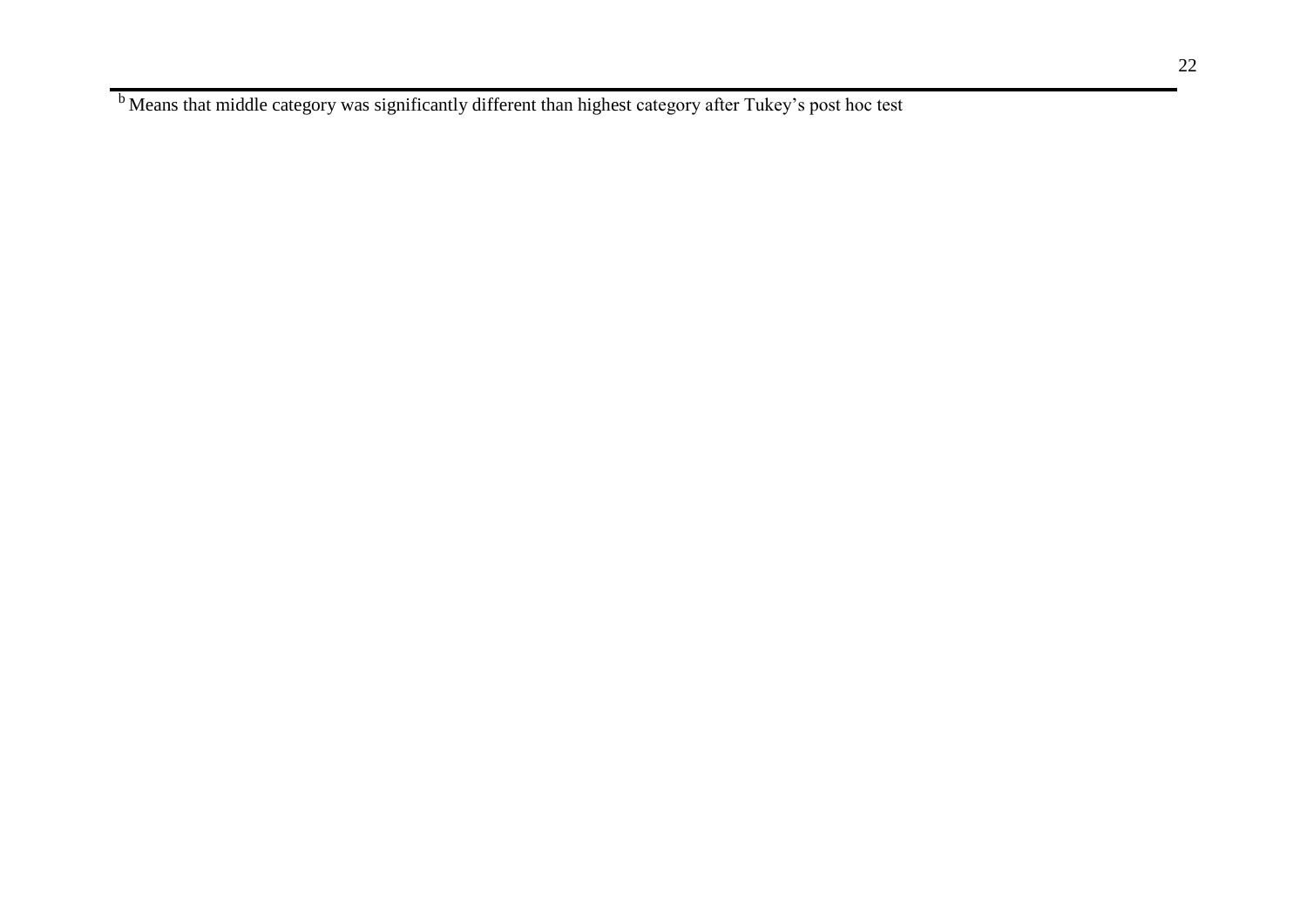[b] Means that middle category was significantly different than highest category after Tukey's post hoc test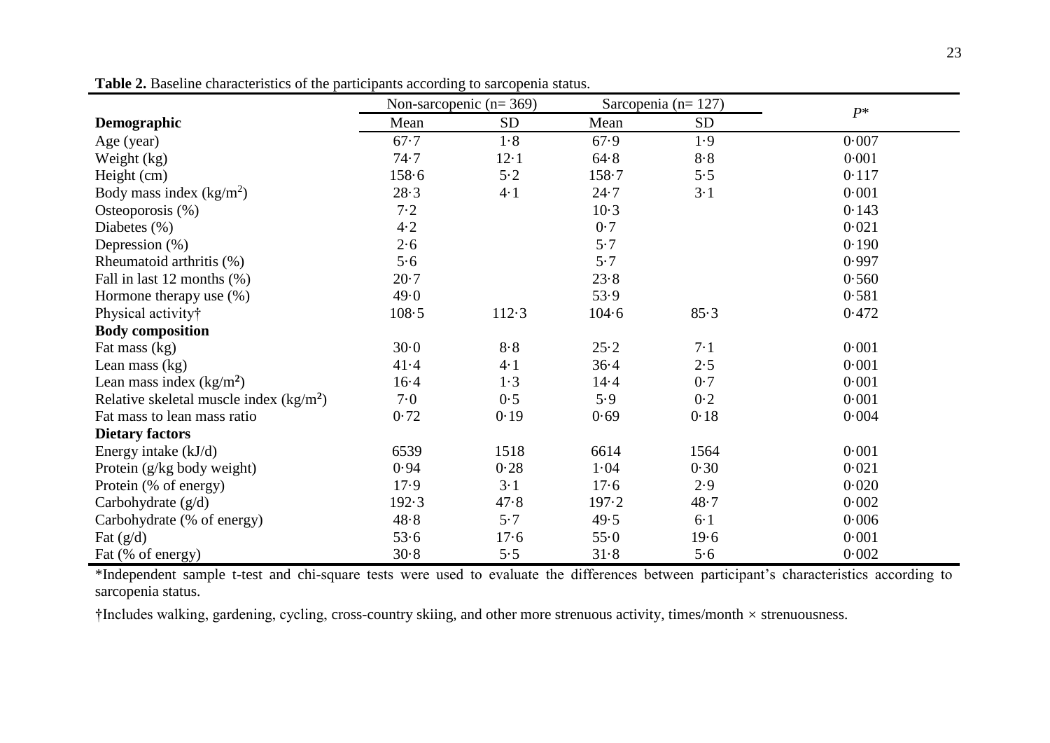**Table 2.** Baseline characteristics of the participants according to sarcopenia status.

| | Non-sarcopenic (n= 369) | | Sarcopenia (n= 127) | | $P$* |
|---|---|---|---|---|---|
| **Demographic** | Mean | SD | Mean | SD | |
| Age (year) | 67·7 | 1·8 | 67·9 | 1·9 | 0·007 |
| Weight (kg) | 74·7 | 12·1 | 64·8 | 8·8 | 0·001 |
| Height (cm) | 158·6 | 5·2 | 158·7 | 5·5 | 0·117 |
| Body mass index (kg/m$^2$) | 28·3 | 4·1 | 24·7 | 3·1 | 0·001 |
| Osteoporosis (%) | 7·2 | | 10·3 | | 0·143 |
| Diabetes (%) | 4·2 | | 0·7 | | 0·021 |
| Depression (%) | 2·6 | | 5·7 | | 0·190 |
| Rheumatoid arthritis (%) | 5·6 | | 5·7 | | 0·997 |
| Fall in last 12 months (%) | 20·7 | | 23·8 | | 0·560 |
| Hormone therapy use (%) | 49·0 | | 53·9 | | 0·581 |
| Physical activity† | 108·5 | 112·3 | 104·6 | 85·3 | 0·472 |
| **Body composition** | | | | | |
| Fat mass (kg) | 30·0 | 8·8 | 25·2 | 7·1 | 0·001 |
| Lean mass (kg) | 41·4 | 4·1 | 36·4 | 2·5 | 0·001 |
| Lean mass index (kg/m$^2$) | 16·4 | 1·3 | 14·4 | 0·7 | 0·001 |
| Relative skeletal muscle index (kg/m$^2$) | 7·0 | 0·5 | 5·9 | 0·2 | 0·001 |
| Fat mass to lean mass ratio | 0·72 | 0·19 | 0·69 | 0·18 | 0·004 |
| **Dietary factors** | | | | | |
| Energy intake (kJ/d) | 6539 | 1518 | 6614 | 1564 | 0·001 |
| Protein (g/kg body weight) | 0·94 | 0·28 | 1·04 | 0·30 | 0·021 |
| Protein (% of energy) | 17·9 | 3·1 | 17·6 | 2·9 | 0·020 |
| Carbohydrate (g/d) | 192·3 | 47·8 | 197·2 | 48·7 | 0·002 |
| Carbohydrate (% of energy) | 48·8 | 5·7 | 49·5 | 6·1 | 0·006 |
| Fat (g/d) | 53·6 | 17·6 | 55·0 | 19·6 | 0·001 |
| Fat (% of energy) | 30·8 | 5·5 | 31·8 | 5·6 | 0·002 |

*Independent sample t-test and chi-square tests were used to evaluate the differences between participant's characteristics according to sarcopenia status.

†Includes walking, gardening, cycling, cross-country skiing, and other more strenuous activity, times/month × strenuousness.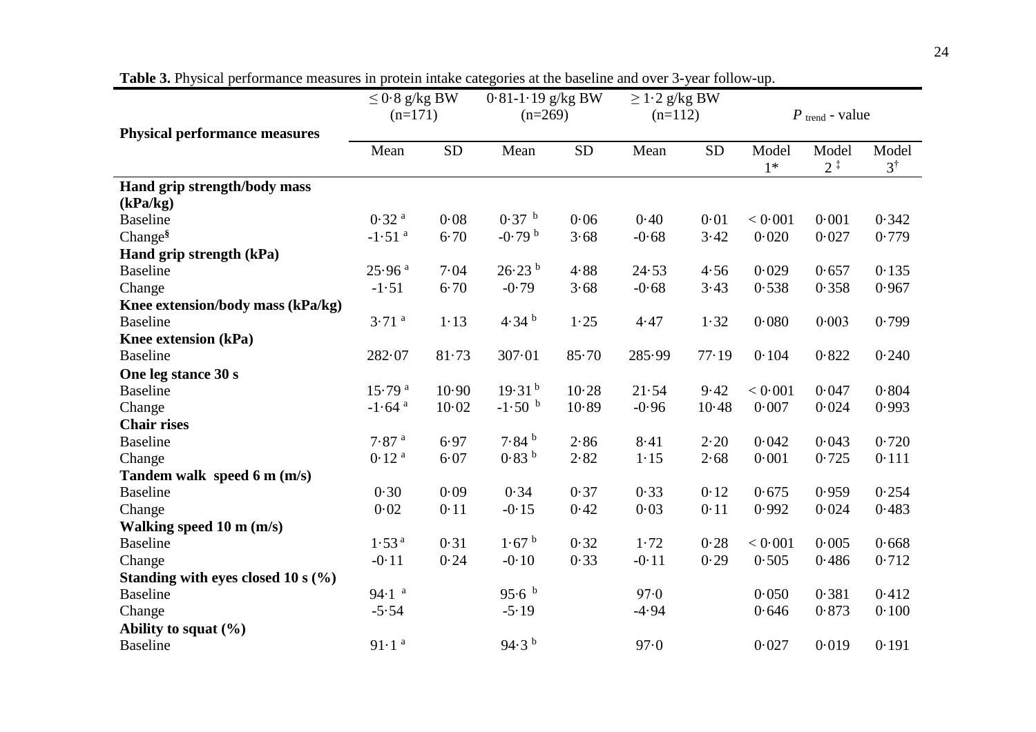**Table 3.** Physical performance measures in protein intake categories at the baseline and over 3-year follow-up.

| Physical performance measures | ≤ 0·8 g/kg BW (n=171) | | 0·81-1·19 g/kg BW (n=269) | | ≥ 1·2 g/kg BW (n=112) | | $P_{trend}$ - value | | |
|---|---|---|---|---|---|---|---|---|---|
| | Mean | SD | Mean | SD | Mean | SD | Model 1* | Model 2 ‡ | Model 3† |
| **Hand grip strength/body mass (kPa/kg)** | | | | | | | | | |
| Baseline | 0·32 [a] | 0·08 | 0·37 [b] | 0·06 | 0·40 | 0·01 | < 0·001 | 0·001 | 0·342 |
| Change§ | -1·51 [a] | 6·70 | -0·79 [b] | 3·68 | -0·68 | 3·42 | 0·020 | 0·027 | 0·779 |
| **Hand grip strength (kPa)** | | | | | | | | | |
| Baseline | 25·96 [a] | 7·04 | 26·23 [b] | 4·88 | 24·53 | 4·56 | 0·029 | 0·657 | 0·135 |
| Change | -1·51 | 6·70 | -0·79 | 3·68 | -0·68 | 3·43 | 0·538 | 0·358 | 0·967 |
| **Knee extension/body mass (kPa/kg)** | | | | | | | | | |
| Baseline | 3·71 [a] | 1·13 | 4·34 [b] | 1·25 | 4·47 | 1·32 | 0·080 | 0·003 | 0·799 |
| **Knee extension (kPa)** | | | | | | | | | |
| Baseline | 282·07 | 81·73 | 307·01 | 85·70 | 285·99 | 77·19 | 0·104 | 0·822 | 0·240 |
| **One leg stance 30 s** | | | | | | | | | |
| Baseline | 15·79 [a] | 10·90 | 19·31 [b] | 10·28 | 21·54 | 9·42 | < 0·001 | 0·047 | 0·804 |
| Change | -1·64 [a] | 10·02 | -1·50 [b] | 10·89 | -0·96 | 10·48 | 0·007 | 0·024 | 0·993 |
| **Chair rises** | | | | | | | | | |
| Baseline | 7·87 [a] | 6·97 | 7·84 [b] | 2·86 | 8·41 | 2·20 | 0·042 | 0·043 | 0·720 |
| Change | 0·12 [a] | 6·07 | 0·83 [b] | 2·82 | 1·15 | 2·68 | 0·001 | 0·725 | 0·111 |
| **Tandem walk speed 6 m (m/s)** | | | | | | | | | |
| Baseline | 0·30 | 0·09 | 0·34 | 0·37 | 0·33 | 0·12 | 0·675 | 0·959 | 0·254 |
| Change | 0·02 | 0·11 | -0·15 | 0·42 | 0·03 | 0·11 | 0·992 | 0·024 | 0·483 |
| **Walking speed 10 m (m/s)** | | | | | | | | | |
| Baseline | 1·53 [a] | 0·31 | 1·67 [b] | 0·32 | 1·72 | 0·28 | < 0·001 | 0·005 | 0·668 |
| Change | -0·11 | 0·24 | -0·10 | 0·33 | -0·11 | 0·29 | 0·505 | 0·486 | 0·712 |
| **Standing with eyes closed 10 s (%)** | | | | | | | | | |
| Baseline | 94·1 [a] | | 95·6 [b] | | 97·0 | | 0·050 | 0·381 | 0·412 |
| Change | -5·54 | | -5·19 | | -4·94 | | 0·646 | 0·873 | 0·100 |
| **Ability to squat (%)** | | | | | | | | | |
| Baseline | 91·1 [a] | | 94·3 [b] | | 97·0 | | 0·027 | 0·019 | 0·191 |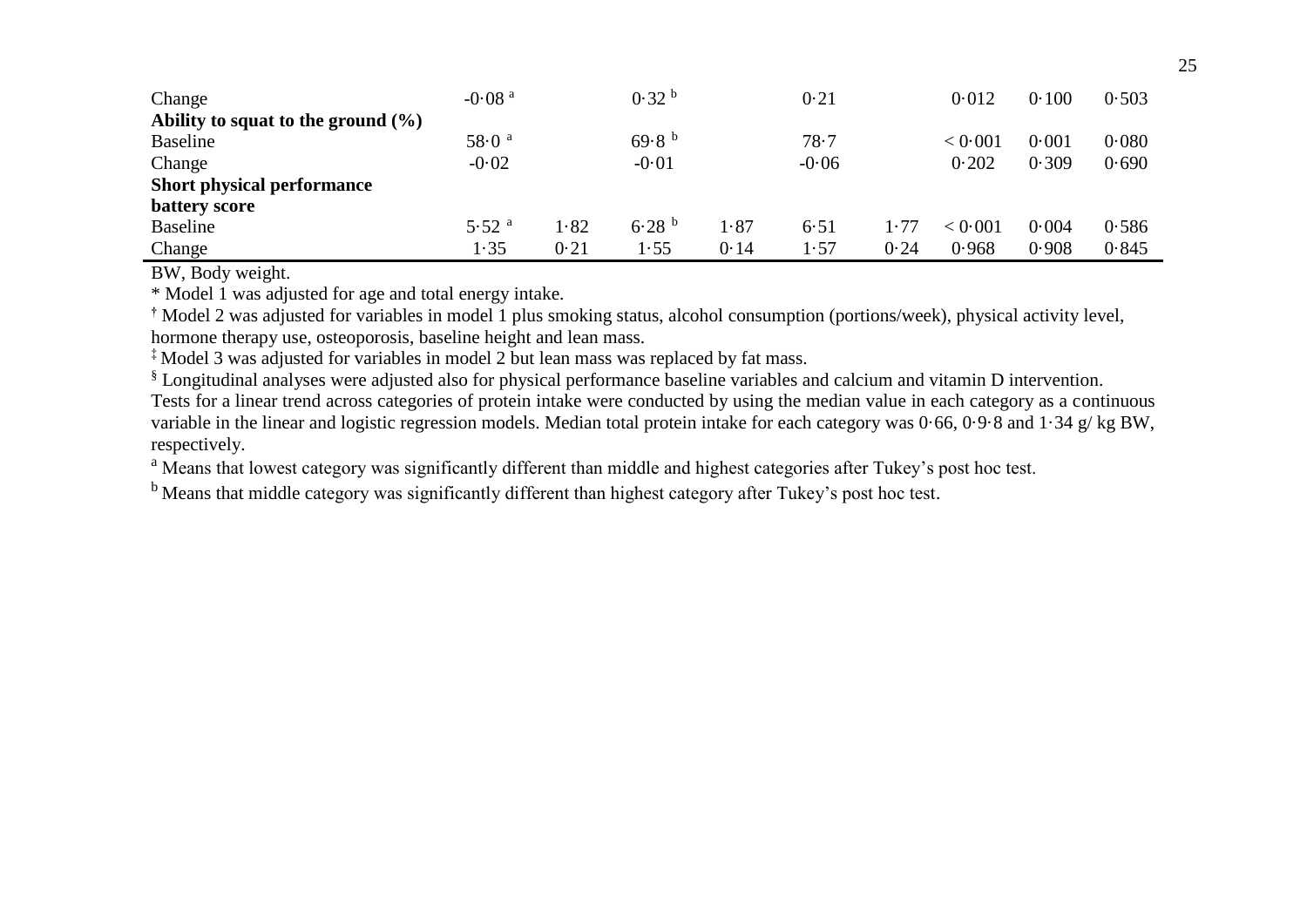| | | | | | | | | | |
|---|---|---|---|---|---|---|---|---|---|
| Change | -0·08 [a] | | 0·32 [b] | | 0·21 | | 0·012 | 0·100 | 0·503 |
| **Ability to squat to the ground (%)** | | | | | | | | | |
| Baseline | 58·0 [a] | | 69·8 [b] | | 78·7 | | < 0·001 | 0·001 | 0·080 |
| Change | -0·02 | | -0·01 | | -0·06 | | 0·202 | 0·309 | 0·690 |
| **Short physical performance battery score** | | | | | | | | | |
| Baseline | 5·52 [a] | 1·82 | 6·28 [b] | 1·87 | 6·51 | 1·77 | < 0·001 | 0·004 | 0·586 |
| Change | 1·35 | 0·21 | 1·55 | 0·14 | 1·57 | 0·24 | 0·968 | 0·908 | 0·845 |

BW, Body weight.

\* Model 1 was adjusted for age and total energy intake.

† Model 2 was adjusted for variables in model 1 plus smoking status, alcohol consumption (portions/week), physical activity level, hormone therapy use, osteoporosis, baseline height and lean mass.

‡ Model 3 was adjusted for variables in model 2 but lean mass was replaced by fat mass.

§ Longitudinal analyses were adjusted also for physical performance baseline variables and calcium and vitamin D intervention.

Tests for a linear trend across categories of protein intake were conducted by using the median value in each category as a continuous variable in the linear and logistic regression models. Median total protein intake for each category was 0·66, 0·9·8 and 1·34 g/ kg BW, respectively.

[a] Means that lowest category was significantly different than middle and highest categories after Tukey's post hoc test.

[b] Means that middle category was significantly different than highest category after Tukey's post hoc test.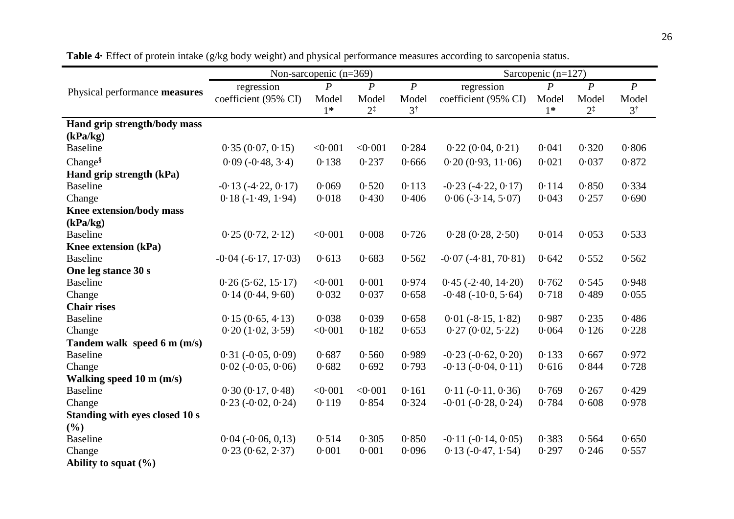**Table 4·** Effect of protein intake (g/kg body weight) and physical performance measures according to sarcopenia status.

| Physical performance **measures** | Non-sarcopenic (n=369) | | | | Sarcopenic (n=127) | | | |
|---|---|---|---|---|---|---|---|---|
| | regression coefficient (95% CI) | *P* Model 1* | *P* Model 2‡ | *P* Model 3† | regression coefficient (95% CI) | *P* Model 1* | *P* Model 2‡ | *P* Model 3† |
| **Hand grip strength/body mass (kPa/kg)** | | | | | | | | |
| Baseline | 0·35 (0·07, 0·15) | <0·001 | <0·001 | 0·284 | 0·22 (0·04, 0·21) | 0·041 | 0·320 | 0·806 |
| Change§ | 0·09 (-0·48, 3·4) | 0·138 | 0·237 | 0·666 | 0·20 (0·93, 11·06) | 0·021 | 0·037 | 0·872 |
| **Hand grip strength (kPa)** | | | | | | | | |
| Baseline | -0·13 (-4·22, 0·17) | 0·069 | 0·520 | 0·113 | -0·23 (-4·22, 0·17) | 0·114 | 0·850 | 0·334 |
| Change | 0·18 (-1·49, 1·94) | 0·018 | 0·430 | 0·406 | 0·06 (-3·14, 5·07) | 0·043 | 0·257 | 0·690 |
| **Knee extension/body mass (kPa/kg)** | | | | | | | | |
| Baseline | 0·25 (0·72, 2·12) | <0·001 | 0·008 | 0·726 | 0·28 (0·28, 2·50) | 0·014 | 0·053 | 0·533 |
| **Knee extension (kPa)** | | | | | | | | |
| Baseline | -0·04 (-6·17, 17·03) | 0·613 | 0·683 | 0·562 | -0·07 (-4·81, 70·81) | 0·642 | 0·552 | 0·562 |
| **One leg stance 30 s** | | | | | | | | |
| Baseline | 0·26 (5·62, 15·17) | <0·001 | 0·001 | 0·974 | 0·45 (-2·40, 14·20) | 0·762 | 0·545 | 0·948 |
| Change | 0·14 (0·44, 9·60) | 0·032 | 0·037 | 0·658 | -0·48 (-10·0, 5·64) | 0·718 | 0·489 | 0·055 |
| **Chair rises** | | | | | | | | |
| Baseline | 0·15 (0·65, 4·13) | 0·038 | 0·039 | 0·658 | 0·01 (-8·15, 1·82) | 0·987 | 0·235 | 0·486 |
| Change | 0·20 (1·02, 3·59) | <0·001 | 0·182 | 0·653 | 0·27 (0·02, 5·22) | 0·064 | 0·126 | 0·228 |
| **Tandem walk speed 6 m (m/s)** | | | | | | | | |
| Baseline | 0·31 (-0·05, 0·09) | 0·687 | 0·560 | 0·989 | -0·23 (-0·62, 0·20) | 0·133 | 0·667 | 0·972 |
| Change | 0·02 (-0·05, 0·06) | 0·682 | 0·692 | 0·793 | -0·13 (-0·04, 0·11) | 0·616 | 0·844 | 0·728 |
| **Walking speed 10 m (m/s)** | | | | | | | | |
| Baseline | 0·30 (0·17, 0·48) | <0·001 | <0·001 | 0·161 | 0·11 (-0·11, 0·36) | 0·769 | 0·267 | 0·429 |
| Change | 0·23 (-0·02, 0·24) | 0·119 | 0·854 | 0·324 | -0·01 (-0·28, 0·24) | 0·784 | 0·608 | 0·978 |
| **Standing with eyes closed 10 s (%)** | | | | | | | | |
| Baseline | 0·04 (-0·06, 0,13) | 0·514 | 0·305 | 0·850 | -0·11 (-0·14, 0·05) | 0·383 | 0·564 | 0·650 |
| Change | 0·23 (0·62, 2·37) | 0·001 | 0·001 | 0·096 | 0·13 (-0·47, 1·54) | 0·297 | 0·246 | 0·557 |
| **Ability to squat (%)** | | | | | | | | |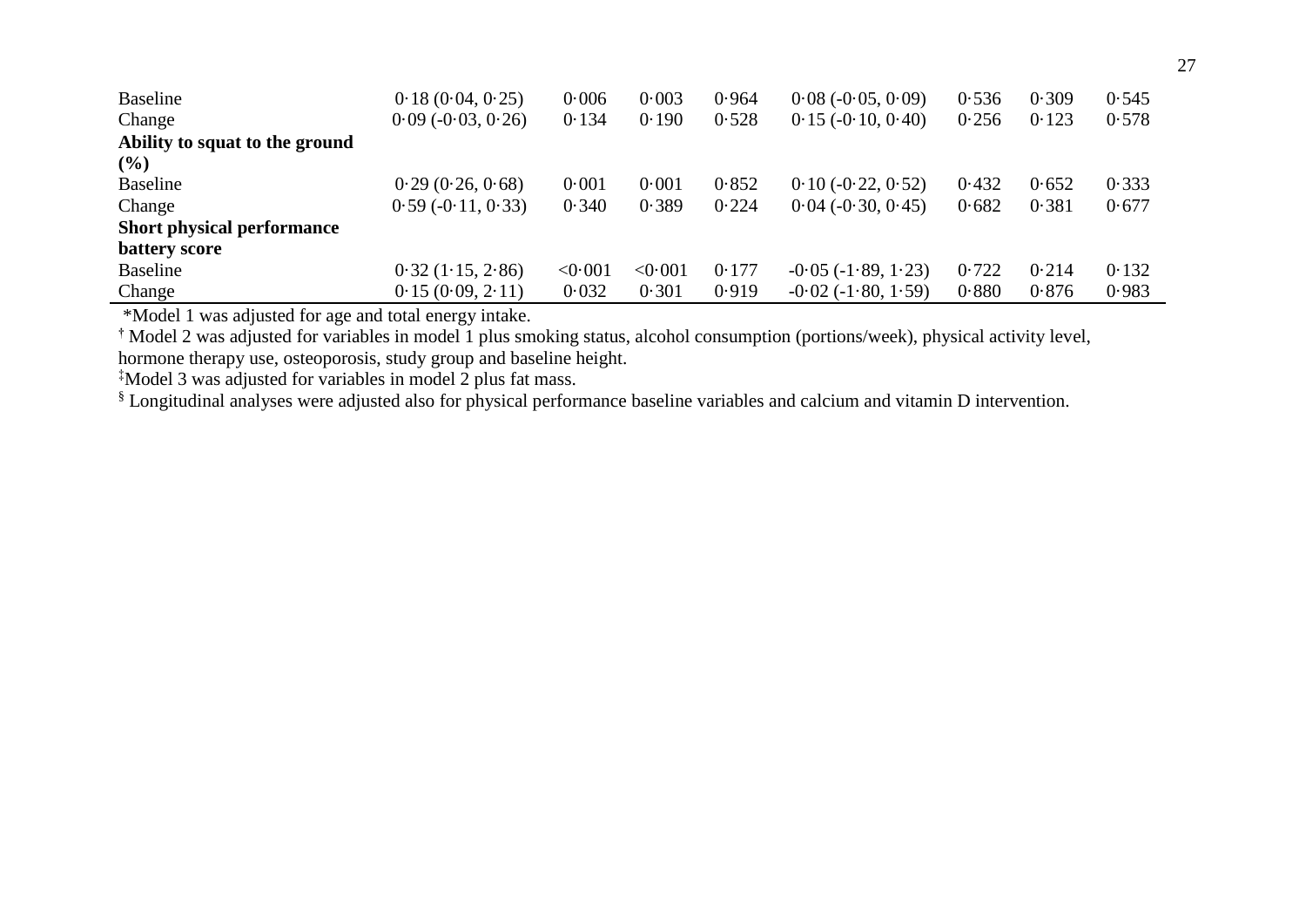| | | | | | | | | |
|---|---|---|---|---|---|---|---|---|
| Baseline | 0·18 (0·04, 0·25) | 0·006 | 0·003 | 0·964 | 0·08 (-0·05, 0·09) | 0·536 | 0·309 | 0·545 |
| Change | 0·09 (-0·03, 0·26) | 0·134 | 0·190 | 0·528 | 0·15 (-0·10, 0·40) | 0·256 | 0·123 | 0·578 |
| **Ability to squat to the ground (%)** | | | | | | | | |
| Baseline | 0·29 (0·26, 0·68) | 0·001 | 0·001 | 0·852 | 0·10 (-0·22, 0·52) | 0·432 | 0·652 | 0·333 |
| Change | 0·59 (-0·11, 0·33) | 0·340 | 0·389 | 0·224 | 0·04 (-0·30, 0·45) | 0·682 | 0·381 | 0·677 |
| **Short physical performance battery score** | | | | | | | | |
| Baseline | 0·32 (1·15, 2·86) | <0·001 | <0·001 | 0·177 | -0·05 (-1·89, 1·23) | 0·722 | 0·214 | 0·132 |
| Change | 0·15 (0·09, 2·11) | 0·032 | 0·301 | 0·919 | -0·02 (-1·80, 1·59) | 0·880 | 0·876 | 0·983 |

*Model 1 was adjusted for age and total energy intake.

† Model 2 was adjusted for variables in model 1 plus smoking status, alcohol consumption (portions/week), physical activity level, hormone therapy use, osteoporosis, study group and baseline height.

‡Model 3 was adjusted for variables in model 2 plus fat mass.

§ Longitudinal analyses were adjusted also for physical performance baseline variables and calcium and vitamin D intervention.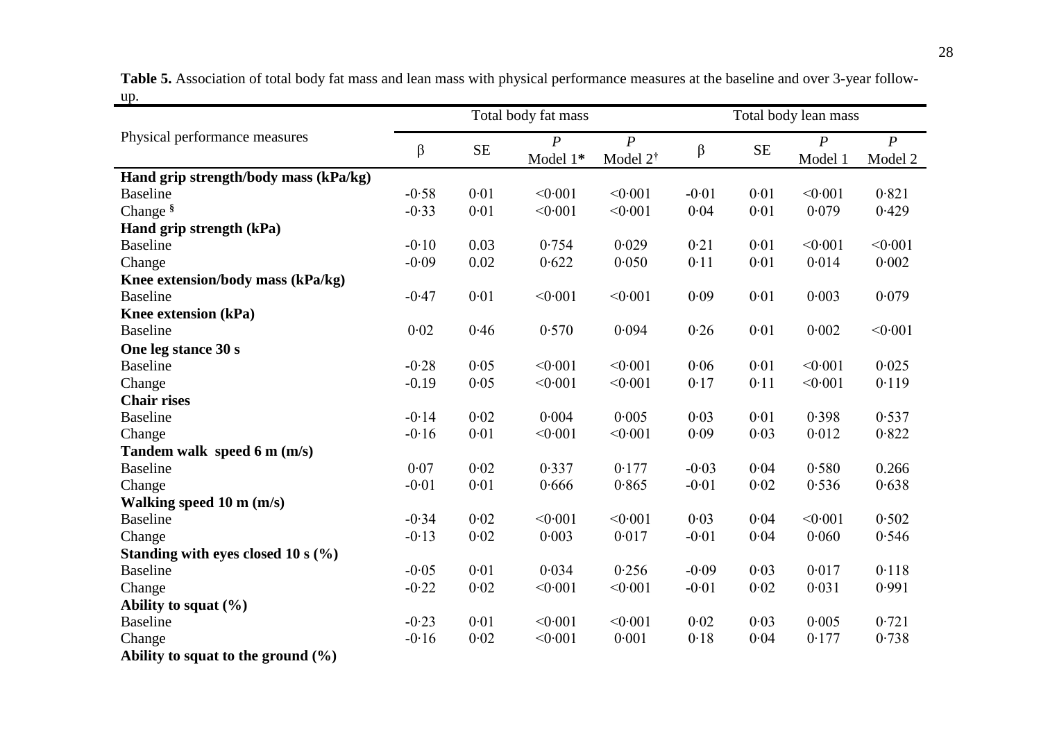**Table 5.** Association of total body fat mass and lean mass with physical performance measures at the baseline and over 3-year follow-up.

| Physical performance measures | Total body fat mass | | | | Total body lean mass | | | |
|---|---|---|---|---|---|---|---|---|
| | β | SE | *P* Model 1* | *P* Model 2[†] | β | SE | *P* Model 1 | *P* Model 2 |
| **Hand grip strength/body mass (kPa/kg)** | | | | | | | | |
| Baseline | -0·58 | 0·01 | <0·001 | <0·001 | -0·01 | 0·01 | <0·001 | 0·821 |
| Change [§] | -0·33 | 0·01 | <0·001 | <0·001 | 0·04 | 0·01 | 0·079 | 0·429 |
| **Hand grip strength (kPa)** | | | | | | | | |
| Baseline | -0·10 | 0.03 | 0·754 | 0·029 | 0·21 | 0·01 | <0·001 | <0·001 |
| Change | -0·09 | 0.02 | 0·622 | 0·050 | 0·11 | 0·01 | 0·014 | 0·002 |
| **Knee extension/body mass (kPa/kg)** | | | | | | | | |
| Baseline | -0·47 | 0·01 | <0·001 | <0·001 | 0·09 | 0·01 | 0·003 | 0·079 |
| **Knee extension (kPa)** | | | | | | | | |
| Baseline | 0·02 | 0·46 | 0·570 | 0·094 | 0·26 | 0·01 | 0·002 | <0·001 |
| **One leg stance 30 s** | | | | | | | | |
| Baseline | -0·28 | 0·05 | <0·001 | <0·001 | 0·06 | 0·01 | <0·001 | 0·025 |
| Change | -0.19 | 0·05 | <0·001 | <0·001 | 0·17 | 0·11 | <0·001 | 0·119 |
| **Chair rises** | | | | | | | | |
| Baseline | -0·14 | 0·02 | 0·004 | 0·005 | 0·03 | 0·01 | 0·398 | 0·537 |
| Change | -0·16 | 0·01 | <0·001 | <0·001 | 0·09 | 0·03 | 0·012 | 0·822 |
| **Tandem walk speed 6 m (m/s)** | | | | | | | | |
| Baseline | 0·07 | 0·02 | 0·337 | 0·177 | -0·03 | 0·04 | 0·580 | 0.266 |
| Change | -0·01 | 0·01 | 0·666 | 0·865 | -0·01 | 0·02 | 0·536 | 0·638 |
| **Walking speed 10 m (m/s)** | | | | | | | | |
| Baseline | -0·34 | 0·02 | <0·001 | <0·001 | 0·03 | 0·04 | <0·001 | 0·502 |
| Change | -0·13 | 0·02 | 0·003 | 0·017 | -0·01 | 0·04 | 0·060 | 0·546 |
| **Standing with eyes closed 10 s (%)** | | | | | | | | |
| Baseline | -0·05 | 0·01 | 0·034 | 0·256 | -0·09 | 0·03 | 0·017 | 0·118 |
| Change | -0·22 | 0·02 | <0·001 | <0·001 | -0·01 | 0·02 | 0·031 | 0·991 |
| **Ability to squat (%)** | | | | | | | | |
| Baseline | -0·23 | 0·01 | <0·001 | <0·001 | 0·02 | 0·03 | 0·005 | 0·721 |
| Change | -0·16 | 0·02 | <0·001 | 0·001 | 0·18 | 0·04 | 0·177 | 0·738 |
| **Ability to squat to the ground (%)** | | | | | | | | |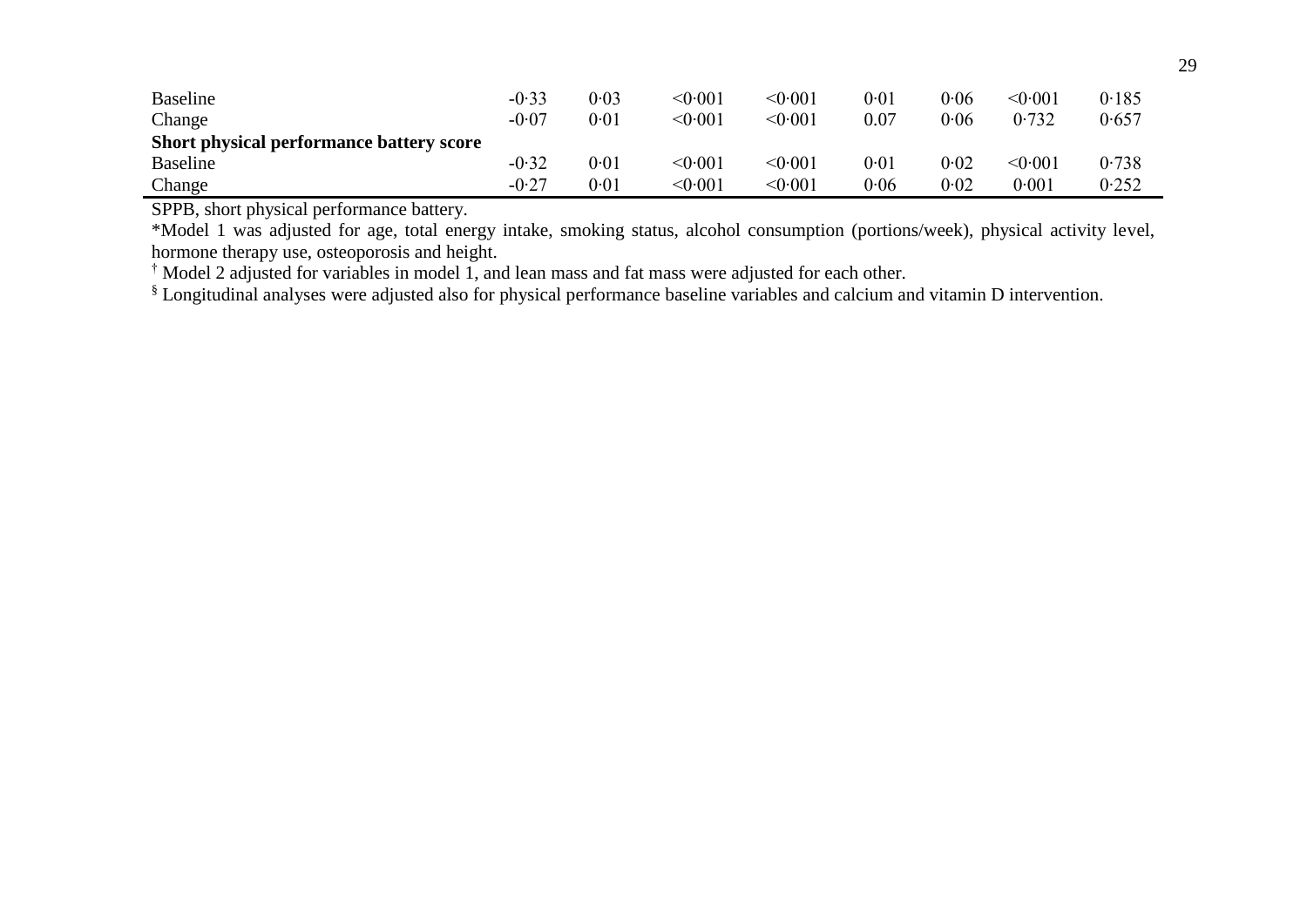| | | | | | | | | |
|---|---|---|---|---|---|---|---|---|
| Baseline | -0·33 | 0·03 | <0·001 | <0·001 | 0·01 | 0·06 | <0·001 | 0·185 |
| Change | -0·07 | 0·01 | <0·001 | <0·001 | 0.07 | 0·06 | 0·732 | 0·657 |
| **Short physical performance battery score** | | | | | | | | |
| Baseline | -0·32 | 0·01 | <0·001 | <0·001 | 0·01 | 0·02 | <0·001 | 0·738 |
| Change | -0·27 | 0·01 | <0·001 | <0·001 | 0·06 | 0·02 | 0·001 | 0·252 |

SPPB, short physical performance battery.

*Model 1 was adjusted for age, total energy intake, smoking status, alcohol consumption (portions/week), physical activity level, hormone therapy use, osteoporosis and height.

† Model 2 adjusted for variables in model 1, and lean mass and fat mass were adjusted for each other.

§ Longitudinal analyses were adjusted also for physical performance baseline variables and calcium and vitamin D intervention.